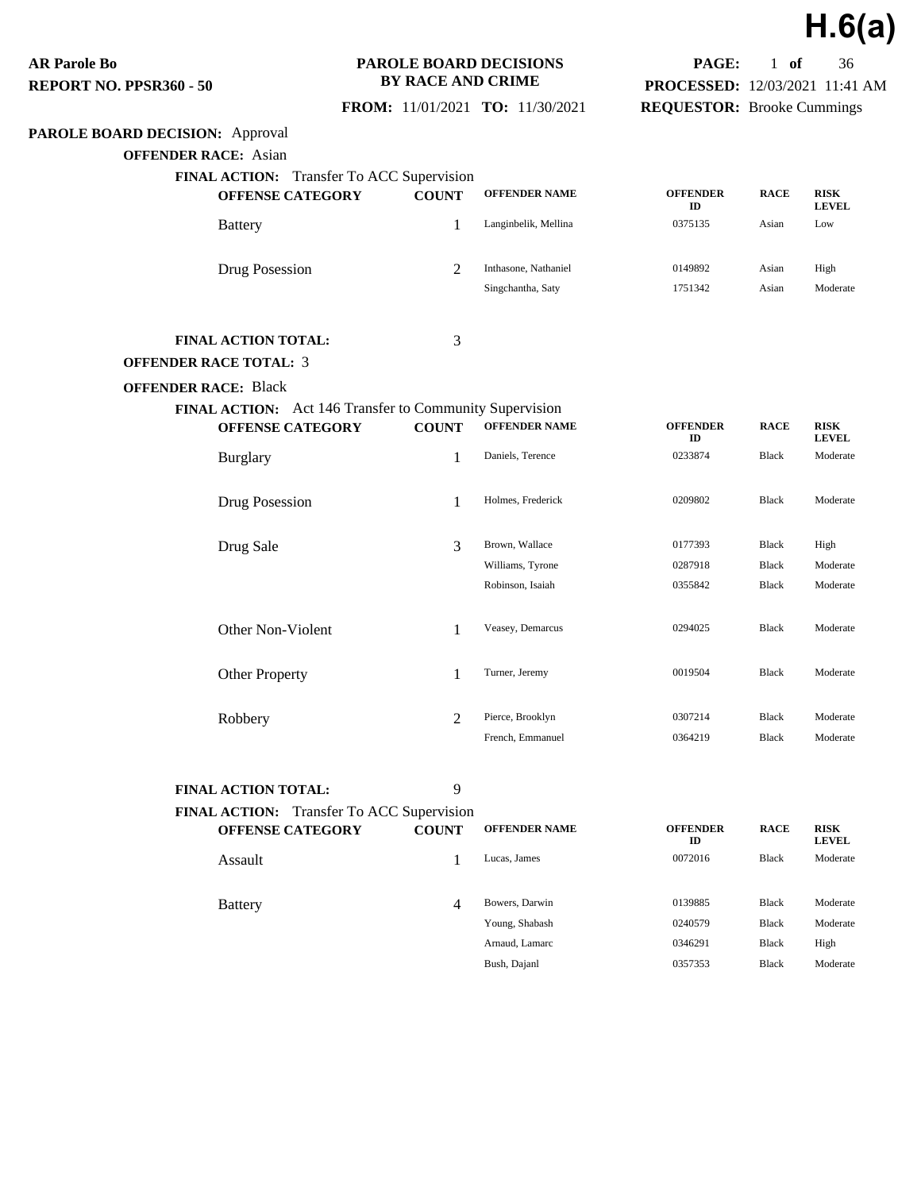# H.6(a)

**AR Parole Bo**
**REPORT NO. PPSR360 - 50**

**PAROLE BOARD DECISIONS BY RACE AND CRIME**

**FROM:** 11/01/2021 **TO:** 11/30/2021

**PROCESSED:** 12/03/2021 11:41 AM
**REQUESTOR:** Brooke Cummings

**PARAROLE BOARD DECISION:** Approval

**OFFENDER RACE:** Asian

**FINAL ACTION:** Transfer To ACC Supervision

| OFFENSE CATEGORY | COUNT | OFFENDER NAME | OFFENDER ID | RACE | RISK LEVEL |
|---|---|---|---|---|---|
| Battery | 1 | Langinbelik, Mellina | 0375135 | Asian | Low |
| Drug Posession | 2 | Inthasone, Nathaniel | 0149892 | Asian | High |
| | | Singchantha, Saty | 1751342 | Asian | Moderate |

**FINAL ACTION TOTAL:** 3

**OFFENDER RACE TOTAL:** 3

**OFFENDER RACE:** Black

**FINAL ACTION:** Act 146 Transfer to Community Supervision

| OFFENSE CATEGORY | COUNT | OFFENDER NAME | OFFENDER ID | RACE | RISK LEVEL |
|---|---|---|---|---|---|
| Burglary | 1 | Daniels, Terence | 0233874 | Black | Moderate |
| Drug Posession | 1 | Holmes, Frederick | 0209802 | Black | Moderate |
| Drug Sale | 3 | Brown, Wallace | 0177393 | Black | High |
| | | Williams, Tyrone | 0287918 | Black | Moderate |
| | | Robinson, Isaiah | 0355842 | Black | Moderate |
| Other Non-Violent | 1 | Veasey, Demarcus | 0294025 | Black | Moderate |
| Other Property | 1 | Turner, Jeremy | 0019504 | Black | Moderate |
| Robbery | 2 | Pierce, Brooklyn | 0307214 | Black | Moderate |
| | | French, Emmanuel | 0364219 | Black | Moderate |

**FINAL ACTION TOTAL:** 9

**FINAL ACTION:** Transfer To ACC Supervision

| OFFENSE CATEGORY | COUNT | OFFENDER NAME | OFFENDER ID | RACE | RISK LEVEL |
|---|---|---|---|---|---|
| Assault | 1 | Lucas, James | 0072016 | Black | Moderate |
| Battery | 4 | Bowers, Darwin | 0139885 | Black | Moderate |
| | | Young, Shabash | 0240579 | Black | Moderate |
| | | Arnaud, Lamarc | 0346291 | Black | High |
| | | Bush, Dajanl | 0357353 | Black | Moderate |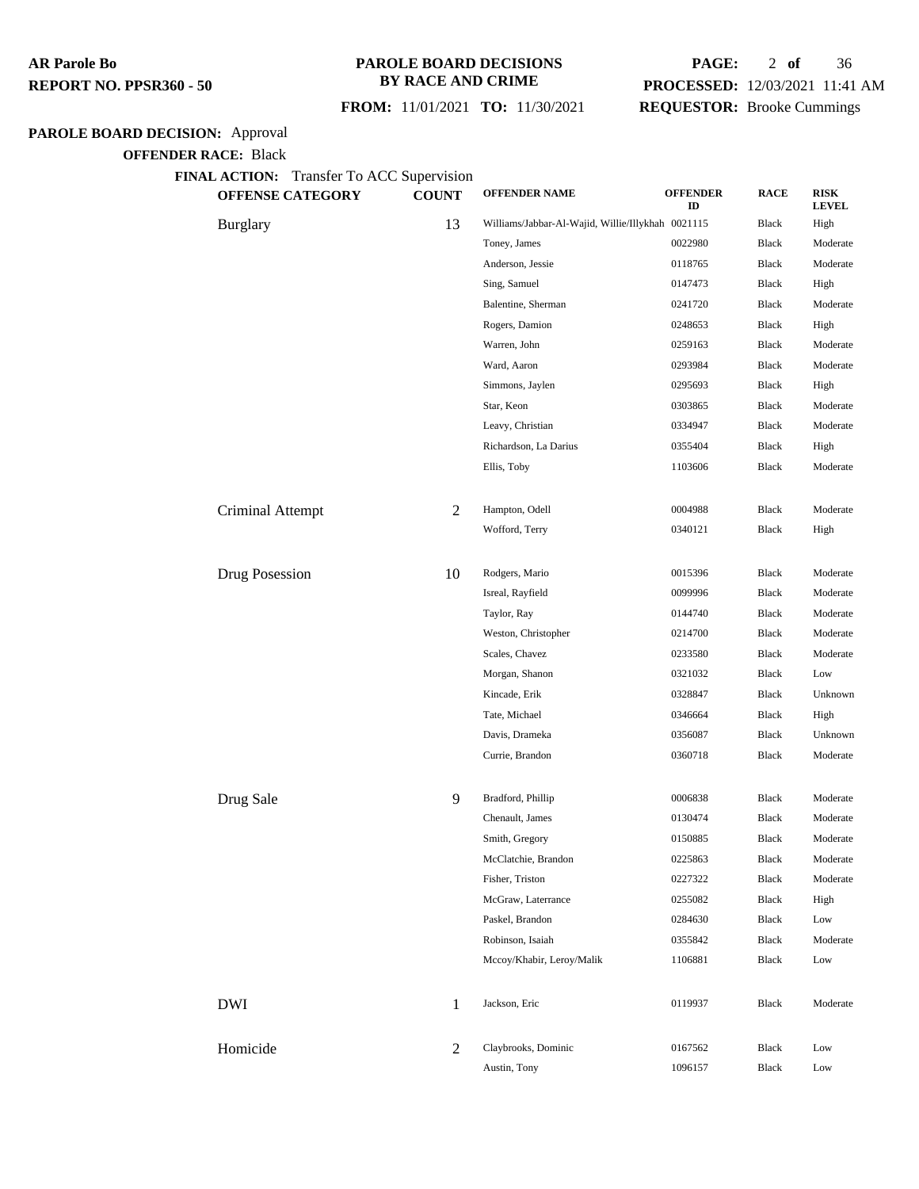**AR Parole Bo**
**REPORT NO. PPSR360 - 50**

**PAROLE BOARD DECISIONS BY RACE AND CRIME**

**FROM:** 11/01/2021 **TO:** 11/30/2021

**PROCESSED:** 12/03/2021 11:41 AM
**REQUESTOR:** Brooke Cummings

**PAROLE BOARD DECISION:** Approval

**OFFENDER RACE:** Black

**FINAL ACTION:** Transfer To ACC Supervision

| OFFENSE CATEGORY | COUNT | OFFENDER NAME | OFFENDER ID | RACE | RISK LEVEL |
|---|---|---|---|---|---|
| Burglary | 13 | Williams/Jabbar-Al-Wajid, Willie/Illykhah | 0021115 | Black | High |
| | | Toney, James | 0022980 | Black | Moderate |
| | | Anderson, Jessie | 0118765 | Black | Moderate |
| | | Sing, Samuel | 0147473 | Black | High |
| | | Balentine, Sherman | 0241720 | Black | Moderate |
| | | Rogers, Damion | 0248653 | Black | High |
| | | Warren, John | 0259163 | Black | Moderate |
| | | Ward, Aaron | 0293984 | Black | Moderate |
| | | Simmons, Jaylen | 0295693 | Black | High |
| | | Star, Keon | 0303865 | Black | Moderate |
| | | Leavy, Christian | 0334947 | Black | Moderate |
| | | Richardson, La Darius | 0355404 | Black | High |
| | | Ellis, Toby | 1103606 | Black | Moderate |
| Criminal Attempt | 2 | Hampton, Odell | 0004988 | Black | Moderate |
| | | Wofford, Terry | 0340121 | Black | High |
| Drug Posession | 10 | Rodgers, Mario | 0015396 | Black | Moderate |
| | | Isreal, Rayfield | 0099996 | Black | Moderate |
| | | Taylor, Ray | 0144740 | Black | Moderate |
| | | Weston, Christopher | 0214700 | Black | Moderate |
| | | Scales, Chavez | 0233580 | Black | Moderate |
| | | Morgan, Shanon | 0321032 | Black | Low |
| | | Kincade, Erik | 0328847 | Black | Unknown |
| | | Tate, Michael | 0346664 | Black | High |
| | | Davis, Drameka | 0356087 | Black | Unknown |
| | | Currie, Brandon | 0360718 | Black | Moderate |
| Drug Sale | 9 | Bradford, Phillip | 0006838 | Black | Moderate |
| | | Chenault, James | 0130474 | Black | Moderate |
| | | Smith, Gregory | 0150885 | Black | Moderate |
| | | McClatchie, Brandon | 0225863 | Black | Moderate |
| | | Fisher, Triston | 0227322 | Black | Moderate |
| | | McGraw, Laterrance | 0255082 | Black | High |
| | | Paskel, Brandon | 0284630 | Black | Low |
| | | Robinson, Isaiah | 0355842 | Black | Moderate |
| | | Mccoy/Khabir, Leroy/Malik | 1106881 | Black | Low |
| DWI | 1 | Jackson, Eric | 0119937 | Black | Moderate |
| Homicide | 2 | Claybrooks, Dominic | 0167562 | Black | Low |
| | | Austin, Tony | 1096157 | Black | Low |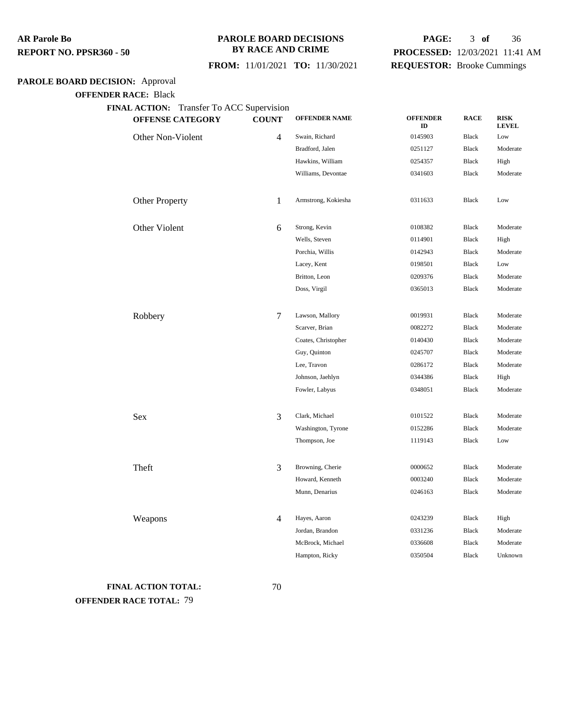**PAROLE BOARD DECISIONS BY RACE AND CRIME**

**FROM:** 11/01/2021 **TO:** 11/30/2021

**PAROLE BOARD DECISION:** Approval

**OFFENDER RACE:** Black

**FINAL ACTION:** Transfer To ACC Supervision

| OFFENSE CATEGORY | COUNT | OFFENDER NAME | OFFENDER ID | RACE | RISK LEVEL |
|---|---|---|---|---|---|
| Other Non-Violent | 4 | Swain, Richard | 0145903 | Black | Low |
| | | Bradford, Jalen | 0251127 | Black | Moderate |
| | | Hawkins, William | 0254357 | Black | High |
| | | Williams, Devontae | 0341603 | Black | Moderate |
| Other Property | 1 | Armstrong, Kokiesha | 0311633 | Black | Low |
| Other Violent | 6 | Strong, Kevin | 0108382 | Black | Moderate |
| | | Wells, Steven | 0114901 | Black | High |
| | | Porchia, Willis | 0142943 | Black | Moderate |
| | | Lacey, Kent | 0198501 | Black | Low |
| | | Britton, Leon | 0209376 | Black | Moderate |
| | | Doss, Virgil | 0365013 | Black | Moderate |
| Robbery | 7 | Lawson, Mallory | 0019931 | Black | Moderate |
| | | Scarver, Brian | 0082272 | Black | Moderate |
| | | Coates, Christopher | 0140430 | Black | Moderate |
| | | Guy, Quinton | 0245707 | Black | Moderate |
| | | Lee, Travon | 0286172 | Black | Moderate |
| | | Johnson, Jaehlyn | 0344386 | Black | High |
| | | Fowler, Labyus | 0348051 | Black | Moderate |
| Sex | 3 | Clark, Michael | 0101522 | Black | Moderate |
| | | Washington, Tyrone | 0152286 | Black | Moderate |
| | | Thompson, Joe | 1119143 | Black | Low |
| Theft | 3 | Browning, Cherie | 0000652 | Black | Moderate |
| | | Howard, Kenneth | 0003240 | Black | Moderate |
| | | Munn, Denarius | 0246163 | Black | Moderate |
| Weapons | 4 | Hayes, Aaron | 0243239 | Black | High |
| | | Jordan, Brandon | 0331236 | Black | Moderate |
| | | McBrock, Michael | 0336608 | Black | Moderate |
| | | Hampton, Ricky | 0350504 | Black | Unknown |

**FINAL ACTION TOTAL:** 70

**OFFENDER RACE TOTAL:** 79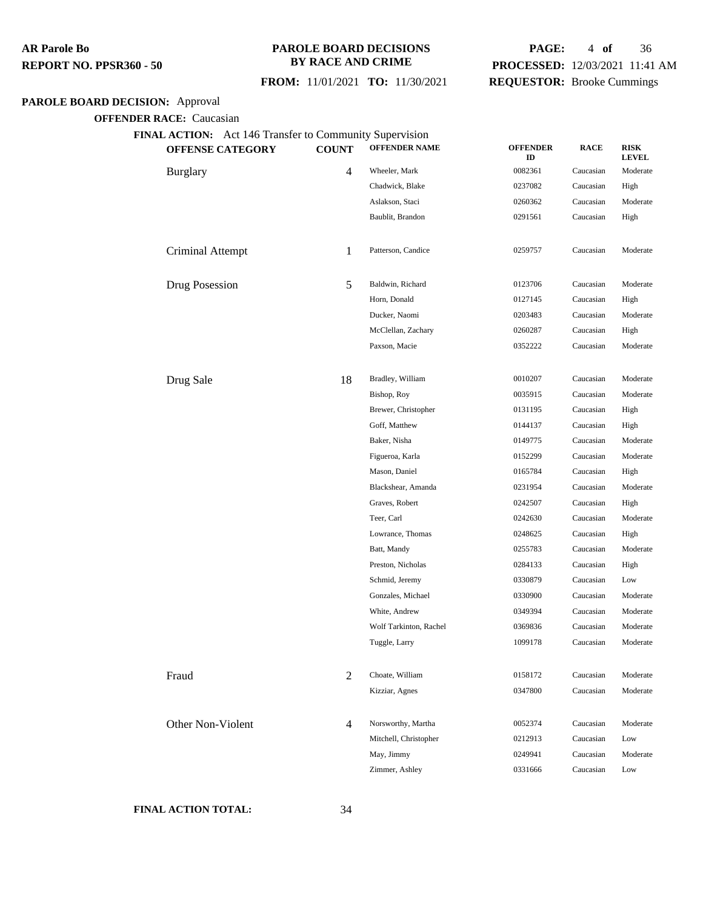**AR Parole Bo**
**REPORT NO. PPSR360 - 50**

**PAROLE BOARD DECISIONS BY RACE AND CRIME**

**FROM:** 11/01/2021 **TO:** 11/30/2021

**PROCESSED:** 12/03/2021 11:41 AM
**REQUESTOR:** Brooke Cummings

**PAROLE BOARD DECISION:** Approval

**OFFENDER RACE:** Caucasian

**FINAL ACTION:** Act 146 Transfer to Community Supervision

| OFFENSE CATEGORY | COUNT | OFFENDER NAME | OFFENDER ID | RACE | RISK LEVEL |
|---|---|---|---|---|---|
| Burglary | 4 | Wheeler, Mark | 0082361 | Caucasian | Moderate |
| | | Chadwick, Blake | 0237082 | Caucasian | High |
| | | Aslakson, Staci | 0260362 | Caucasian | Moderate |
| | | Baublit, Brandon | 0291561 | Caucasian | High |
| Criminal Attempt | 1 | Patterson, Candice | 0259757 | Caucasian | Moderate |
| Drug Posession | 5 | Baldwin, Richard | 0123706 | Caucasian | Moderate |
| | | Horn, Donald | 0127145 | Caucasian | High |
| | | Ducker, Naomi | 0203483 | Caucasian | Moderate |
| | | McClellan, Zachary | 0260287 | Caucasian | High |
| | | Paxson, Macie | 0352222 | Caucasian | Moderate |
| Drug Sale | 18 | Bradley, William | 0010207 | Caucasian | Moderate |
| | | Bishop, Roy | 0035915 | Caucasian | Moderate |
| | | Brewer, Christopher | 0131195 | Caucasian | High |
| | | Goff, Matthew | 0144137 | Caucasian | High |
| | | Baker, Nisha | 0149775 | Caucasian | Moderate |
| | | Figueroa, Karla | 0152299 | Caucasian | Moderate |
| | | Mason, Daniel | 0165784 | Caucasian | High |
| | | Blackshear, Amanda | 0231954 | Caucasian | Moderate |
| | | Graves, Robert | 0242507 | Caucasian | High |
| | | Teer, Carl | 0242630 | Caucasian | Moderate |
| | | Lowrance, Thomas | 0248625 | Caucasian | High |
| | | Batt, Mandy | 0255783 | Caucasian | Moderate |
| | | Preston, Nicholas | 0284133 | Caucasian | High |
| | | Schmid, Jeremy | 0330879 | Caucasian | Low |
| | | Gonzales, Michael | 0330900 | Caucasian | Moderate |
| | | White, Andrew | 0349394 | Caucasian | Moderate |
| | | Wolf Tarkinton, Rachel | 0369836 | Caucasian | Moderate |
| | | Tuggle, Larry | 1099178 | Caucasian | Moderate |
| Fraud | 2 | Choate, William | 0158172 | Caucasian | Moderate |
| | | Kizziar, Agnes | 0347800 | Caucasian | Moderate |
| Other Non-Violent | 4 | Norsworthy, Martha | 0052374 | Caucasian | Moderate |
| | | Mitchell, Christopher | 0212913 | Caucasian | Low |
| | | May, Jimmy | 0249941 | Caucasian | Moderate |
| | | Zimmer, Ashley | 0331666 | Caucasian | Low |

**FINAL ACTION TOTAL:** 34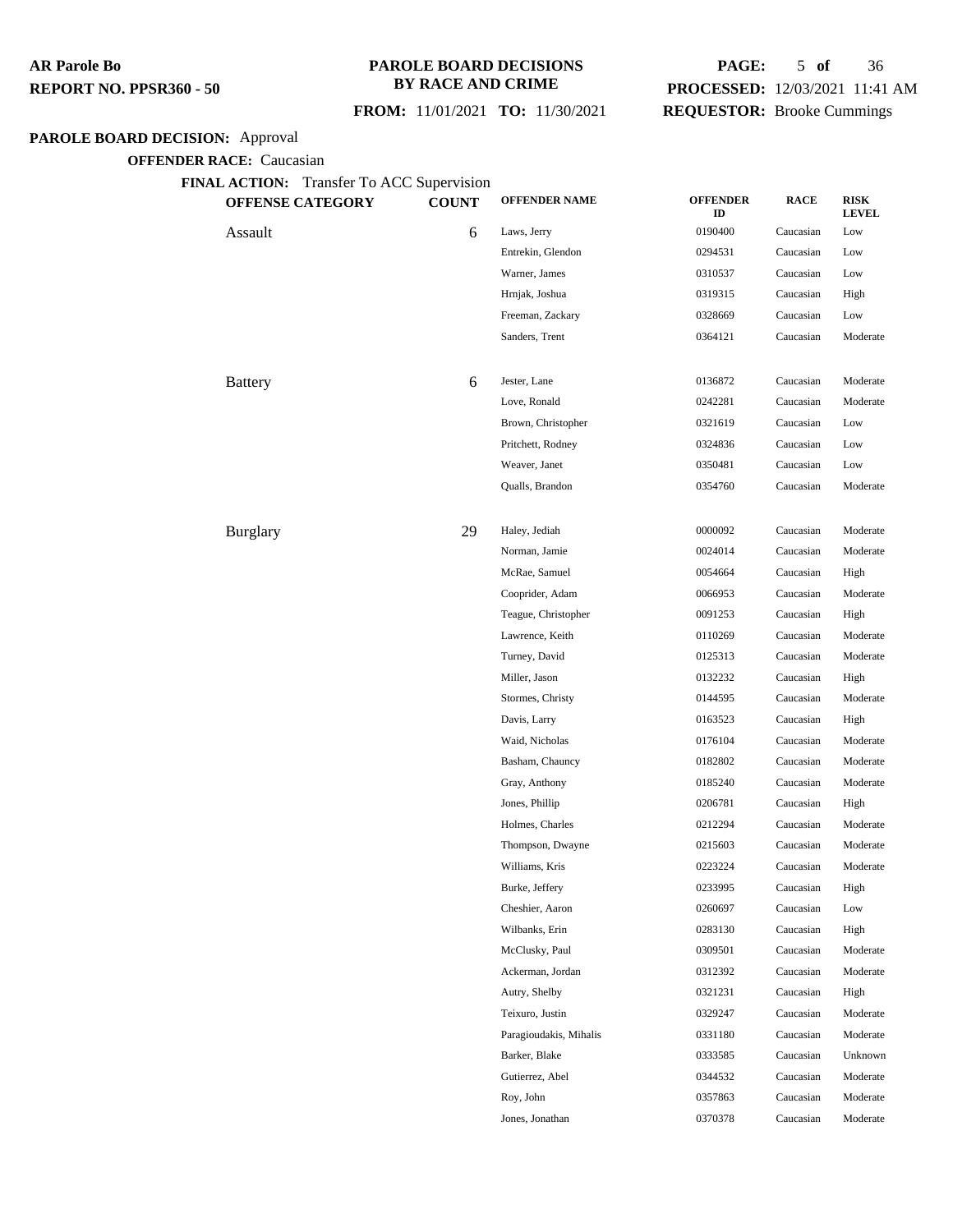**AR Parole Bo**
**REPORT NO. PPSR360 - 50**

**PAROLE BOARD DECISIONS BY RACE AND CRIME**

**FROM:** 11/01/2021 **TO:** 11/30/2021

**PROCESSED:** 12/03/2021 11:41 AM
**REQUESTOR:** Brooke Cummings

**PAROLE BOARD DECISION:** Approval

**OFFENDER RACE:** Caucasian

**FINAL ACTION:** Transfer To ACC Supervision

| OFFENSE CATEGORY | COUNT | OFFENDER NAME | OFFENDER ID | RACE | RISK LEVEL |
|---|---|---|---|---|---|
| Assault | 6 | Laws, Jerry | 0190400 | Caucasian | Low |
| | | Entrekin, Glendon | 0294531 | Caucasian | Low |
| | | Warner, James | 0310537 | Caucasian | Low |
| | | Hrnjak, Joshua | 0319315 | Caucasian | High |
| | | Freeman, Zackary | 0328669 | Caucasian | Low |
| | | Sanders, Trent | 0364121 | Caucasian | Moderate |
| Battery | 6 | Jester, Lane | 0136872 | Caucasian | Moderate |
| | | Love, Ronald | 0242281 | Caucasian | Moderate |
| | | Brown, Christopher | 0321619 | Caucasian | Low |
| | | Pritchett, Rodney | 0324836 | Caucasian | Low |
| | | Weaver, Janet | 0350481 | Caucasian | Low |
| | | Qualls, Brandon | 0354760 | Caucasian | Moderate |
| Burglary | 29 | Haley, Jediah | 0000092 | Caucasian | Moderate |
| | | Norman, Jamie | 0024014 | Caucasian | Moderate |
| | | McRae, Samuel | 0054664 | Caucasian | High |
| | | Cooprider, Adam | 0066953 | Caucasian | Moderate |
| | | Teague, Christopher | 0091253 | Caucasian | High |
| | | Lawrence, Keith | 0110269 | Caucasian | Moderate |
| | | Turney, David | 0125313 | Caucasian | Moderate |
| | | Miller, Jason | 0132232 | Caucasian | High |
| | | Stormes, Christy | 0144595 | Caucasian | Moderate |
| | | Davis, Larry | 0163523 | Caucasian | High |
| | | Waid, Nicholas | 0176104 | Caucasian | Moderate |
| | | Basham, Chauncy | 0182802 | Caucasian | Moderate |
| | | Gray, Anthony | 0185240 | Caucasian | Moderate |
| | | Jones, Phillip | 0206781 | Caucasian | High |
| | | Holmes, Charles | 0212294 | Caucasian | Moderate |
| | | Thompson, Dwayne | 0215603 | Caucasian | Moderate |
| | | Williams, Kris | 0223224 | Caucasian | Moderate |
| | | Burke, Jeffery | 0233995 | Caucasian | High |
| | | Cheshier, Aaron | 0260697 | Caucasian | Low |
| | | Wilbanks, Erin | 0283130 | Caucasian | High |
| | | McClusky, Paul | 0309501 | Caucasian | Moderate |
| | | Ackerman, Jordan | 0312392 | Caucasian | Moderate |
| | | Autry, Shelby | 0321231 | Caucasian | High |
| | | Teixuro, Justin | 0329247 | Caucasian | Moderate |
| | | Paragioudakis, Mihalis | 0331180 | Caucasian | Moderate |
| | | Barker, Blake | 0333585 | Caucasian | Unknown |
| | | Gutierrez, Abel | 0344532 | Caucasian | Moderate |
| | | Roy, John | 0357863 | Caucasian | Moderate |
| | | Jones, Jonathan | 0370378 | Caucasian | Moderate |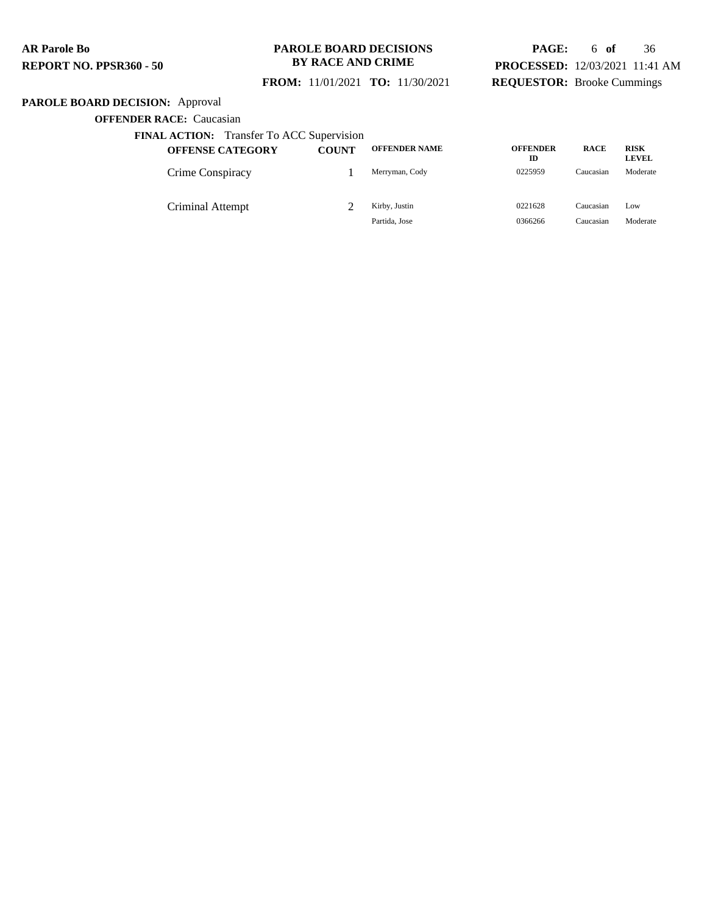**AR Parole Bo**
**REPORT NO. PPSR360 - 50**

**PAROLE BOARD DECISIONS BY RACE AND CRIME**

**FROM:** 11/01/2021 **TO:** 11/30/2021

**PROCESSED:** 12/03/2021 11:41 AM
**REQUESTOR:** Brooke Cummings

**PAROLE BOARD DECISION:** Approval

**OFFENDER RACE:** Caucasian

**FINAL ACTION:** Transfer To ACC Supervision

| OFFENSE CATEGORY | COUNT | OFFENDER NAME | OFFENDER ID | RACE | RISK LEVEL |
|---|---|---|---|---|---|
| Crime Conspiracy | 1 | Merryman, Cody | 0225959 | Caucasian | Moderate |
| Criminal Attempt | 2 | Kirby, Justin | 0221628 | Caucasian | Low |
| | | Partida, Jose | 0366266 | Caucasian | Moderate |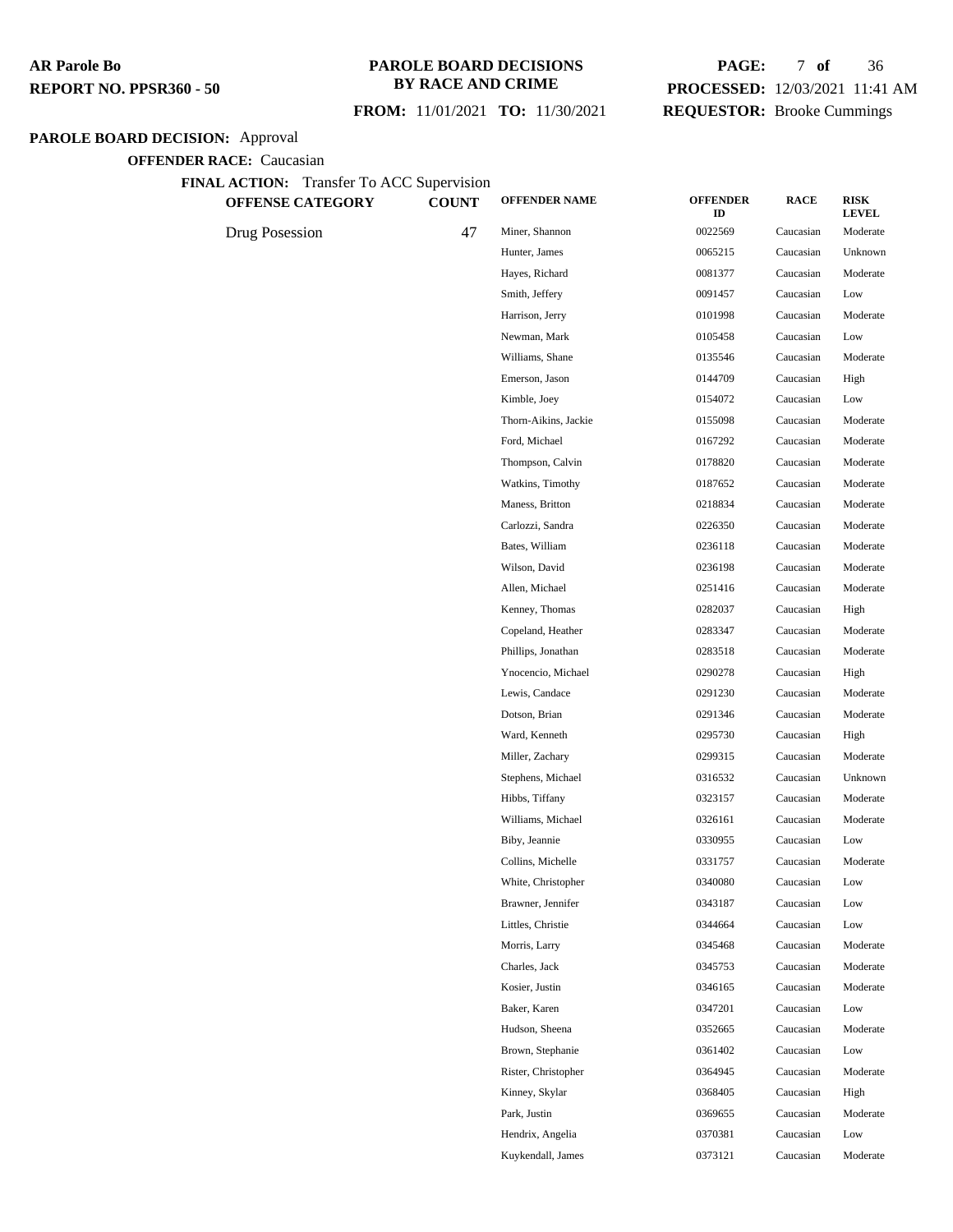**PAROLE BOARD DECISIONS BY RACE AND CRIME**

**FROM:** 11/01/2021 **TO:** 11/30/2021

**AR Parole Bo**
**REPORT NO. PPSR360 - 50**

**PROCESSED:** 12/03/2021 11:41 AM
**REQUESTOR:** Brooke Cummings

**PAROLE BOARD DECISION:** Approval

**OFFENDER RACE:** Caucasian

**FINAL ACTION:** Transfer To ACC Supervision

| OFFENSE CATEGORY | COUNT | OFFENDER NAME | OFFENDER ID | RACE | RISK LEVEL |
|---|---|---|---|---|---|
| Drug Posession | 47 | Miner, Shannon | 0022569 | Caucasian | Moderate |
| | | Hunter, James | 0065215 | Caucasian | Unknown |
| | | Hayes, Richard | 0081377 | Caucasian | Moderate |
| | | Smith, Jeffery | 0091457 | Caucasian | Low |
| | | Harrison, Jerry | 0101998 | Caucasian | Moderate |
| | | Newman, Mark | 0105458 | Caucasian | Low |
| | | Williams, Shane | 0135546 | Caucasian | Moderate |
| | | Emerson, Jason | 0144709 | Caucasian | High |
| | | Kimble, Joey | 0154072 | Caucasian | Low |
| | | Thorn-Aikins, Jackie | 0155098 | Caucasian | Moderate |
| | | Ford, Michael | 0167292 | Caucasian | Moderate |
| | | Thompson, Calvin | 0178820 | Caucasian | Moderate |
| | | Watkins, Timothy | 0187652 | Caucasian | Moderate |
| | | Maness, Britton | 0218834 | Caucasian | Moderate |
| | | Carlozzi, Sandra | 0226350 | Caucasian | Moderate |
| | | Bates, William | 0236118 | Caucasian | Moderate |
| | | Wilson, David | 0236198 | Caucasian | Moderate |
| | | Allen, Michael | 0251416 | Caucasian | Moderate |
| | | Kenney, Thomas | 0282037 | Caucasian | High |
| | | Copeland, Heather | 0283347 | Caucasian | Moderate |
| | | Phillips, Jonathan | 0283518 | Caucasian | Moderate |
| | | Ynocencio, Michael | 0290278 | Caucasian | High |
| | | Lewis, Candace | 0291230 | Caucasian | Moderate |
| | | Dotson, Brian | 0291346 | Caucasian | Moderate |
| | | Ward, Kenneth | 0295730 | Caucasian | High |
| | | Miller, Zachary | 0299315 | Caucasian | Moderate |
| | | Stephens, Michael | 0316532 | Caucasian | Unknown |
| | | Hibbs, Tiffany | 0323157 | Caucasian | Moderate |
| | | Williams, Michael | 0326161 | Caucasian | Moderate |
| | | Biby, Jeannie | 0330955 | Caucasian | Low |
| | | Collins, Michelle | 0331757 | Caucasian | Moderate |
| | | White, Christopher | 0340080 | Caucasian | Low |
| | | Brawner, Jennifer | 0343187 | Caucasian | Low |
| | | Littles, Christie | 0344664 | Caucasian | Low |
| | | Morris, Larry | 0345468 | Caucasian | Moderate |
| | | Charles, Jack | 0345753 | Caucasian | Moderate |
| | | Kosier, Justin | 0346165 | Caucasian | Moderate |
| | | Baker, Karen | 0347201 | Caucasian | Low |
| | | Hudson, Sheena | 0352665 | Caucasian | Moderate |
| | | Brown, Stephanie | 0361402 | Caucasian | Low |
| | | Rister, Christopher | 0364945 | Caucasian | Moderate |
| | | Kinney, Skylar | 0368405 | Caucasian | High |
| | | Park, Justin | 0369655 | Caucasian | Moderate |
| | | Hendrix, Angelia | 0370381 | Caucasian | Low |
| | | Kuykendall, James | 0373121 | Caucasian | Moderate |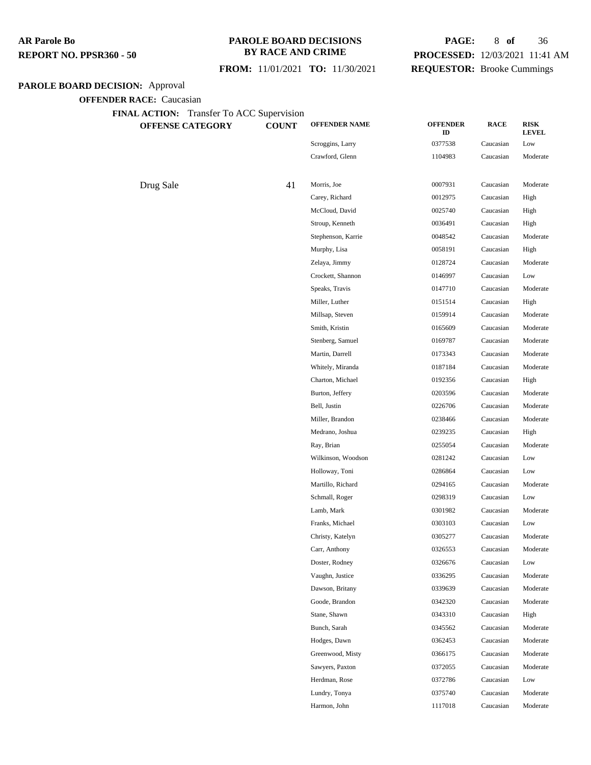**AR Parole Bo**
**REPORT NO. PPSR360 - 50**

**PAROLE BOARD DECISIONS BY RACE AND CRIME**

**FROM:** 11/01/2021 **TO:** 11/30/2021

**PROCESSED:** 12/03/2021 11:41 AM
**REQUESTOR:** Brooke Cummings

**PAROLE BOARD DECISION:** Approval

**OFFENDER RACE:** Caucasian

**FINAL ACTION:** Transfer To ACC Supervision

| OFFENSE CATEGORY | COUNT | OFFENDER NAME | OFFENDER ID | RACE | RISK LEVEL |
|---|---|---|---|---|---|
| | | Scroggins, Larry | 0377538 | Caucasian | Low |
| | | Crawford, Glenn | 1104983 | Caucasian | Moderate |
| Drug Sale | 41 | Morris, Joe | 0007931 | Caucasian | Moderate |
| | | Carey, Richard | 0012975 | Caucasian | High |
| | | McCloud, David | 0025740 | Caucasian | High |
| | | Stroup, Kenneth | 0036491 | Caucasian | High |
| | | Stephenson, Karrie | 0048542 | Caucasian | Moderate |
| | | Murphy, Lisa | 0058191 | Caucasian | High |
| | | Zelaya, Jimmy | 0128724 | Caucasian | Moderate |
| | | Crockett, Shannon | 0146997 | Caucasian | Low |
| | | Speaks, Travis | 0147710 | Caucasian | Moderate |
| | | Miller, Luther | 0151514 | Caucasian | High |
| | | Millsap, Steven | 0159914 | Caucasian | Moderate |
| | | Smith, Kristin | 0165609 | Caucasian | Moderate |
| | | Stenberg, Samuel | 0169787 | Caucasian | Moderate |
| | | Martin, Darrell | 0173343 | Caucasian | Moderate |
| | | Whitely, Miranda | 0187184 | Caucasian | Moderate |
| | | Charton, Michael | 0192356 | Caucasian | High |
| | | Burton, Jeffery | 0203596 | Caucasian | Moderate |
| | | Bell, Justin | 0226706 | Caucasian | Moderate |
| | | Miller, Brandon | 0238466 | Caucasian | Moderate |
| | | Medrano, Joshua | 0239235 | Caucasian | High |
| | | Ray, Brian | 0255054 | Caucasian | Moderate |
| | | Wilkinson, Woodson | 0281242 | Caucasian | Low |
| | | Holloway, Toni | 0286864 | Caucasian | Low |
| | | Martillo, Richard | 0294165 | Caucasian | Moderate |
| | | Schmall, Roger | 0298319 | Caucasian | Low |
| | | Lamb, Mark | 0301982 | Caucasian | Moderate |
| | | Franks, Michael | 0303103 | Caucasian | Low |
| | | Christy, Katelyn | 0305277 | Caucasian | Moderate |
| | | Carr, Anthony | 0326553 | Caucasian | Moderate |
| | | Doster, Rodney | 0326676 | Caucasian | Low |
| | | Vaughn, Justice | 0336295 | Caucasian | Moderate |
| | | Dawson, Britany | 0339639 | Caucasian | Moderate |
| | | Goode, Brandon | 0342320 | Caucasian | Moderate |
| | | Stane, Shawn | 0343310 | Caucasian | High |
| | | Bunch, Sarah | 0345562 | Caucasian | Moderate |
| | | Hodges, Dawn | 0362453 | Caucasian | Moderate |
| | | Greenwood, Misty | 0366175 | Caucasian | Moderate |
| | | Sawyers, Paxton | 0372055 | Caucasian | Moderate |
| | | Herdman, Rose | 0372786 | Caucasian | Low |
| | | Lundry, Tonya | 0375740 | Caucasian | Moderate |
| | | Harmon, John | 1117018 | Caucasian | Moderate |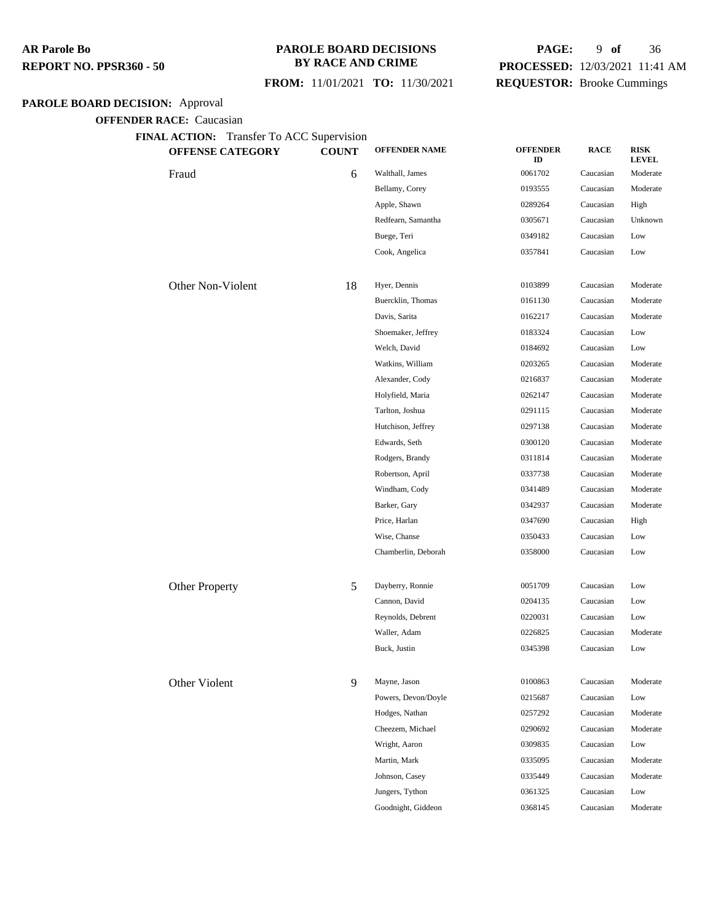**AR Parole Bo**
**REPORT NO. PPSR360 - 50**

**PAROLE BOARD DECISIONS BY RACE AND CRIME**

**FROM:** 11/01/2021 **TO:** 11/30/2021

**PROCESSED:** 12/03/2021 11:41 AM
**REQUESTOR:** Brooke Cummings

**PAROLE BOARD DECISION:** Approval

**OFFENDER RACE:** Caucasian

**FINAL ACTION:** Transfer To ACC Supervision

| OFFENSE CATEGORY | COUNT | OFFENDER NAME | OFFENDER ID | RACE | RISK LEVEL |
|---|---|---|---|---|---|
| Fraud | 6 | Walthall, James | 0061702 | Caucasian | Moderate |
| | | Bellamy, Corey | 0193555 | Caucasian | Moderate |
| | | Apple, Shawn | 0289264 | Caucasian | High |
| | | Redfearn, Samantha | 0305671 | Caucasian | Unknown |
| | | Buege, Teri | 0349182 | Caucasian | Low |
| | | Cook, Angelica | 0357841 | Caucasian | Low |
| Other Non-Violent | 18 | Hyer, Dennis | 0103899 | Caucasian | Moderate |
| | | Buercklin, Thomas | 0161130 | Caucasian | Moderate |
| | | Davis, Sarita | 0162217 | Caucasian | Moderate |
| | | Shoemaker, Jeffrey | 0183324 | Caucasian | Low |
| | | Welch, David | 0184692 | Caucasian | Low |
| | | Watkins, William | 0203265 | Caucasian | Moderate |
| | | Alexander, Cody | 0216837 | Caucasian | Moderate |
| | | Holyfield, Maria | 0262147 | Caucasian | Moderate |
| | | Tarlton, Joshua | 0291115 | Caucasian | Moderate |
| | | Hutchison, Jeffrey | 0297138 | Caucasian | Moderate |
| | | Edwards, Seth | 0300120 | Caucasian | Moderate |
| | | Rodgers, Brandy | 0311814 | Caucasian | Moderate |
| | | Robertson, April | 0337738 | Caucasian | Moderate |
| | | Windham, Cody | 0341489 | Caucasian | Moderate |
| | | Barker, Gary | 0342937 | Caucasian | Moderate |
| | | Price, Harlan | 0347690 | Caucasian | High |
| | | Wise, Chanse | 0350433 | Caucasian | Low |
| | | Chamberlin, Deborah | 0358000 | Caucasian | Low |
| Other Property | 5 | Dayberry, Ronnie | 0051709 | Caucasian | Low |
| | | Cannon, David | 0204135 | Caucasian | Low |
| | | Reynolds, Debrent | 0220031 | Caucasian | Low |
| | | Waller, Adam | 0226825 | Caucasian | Moderate |
| | | Buck, Justin | 0345398 | Caucasian | Low |
| Other Violent | 9 | Mayne, Jason | 0100863 | Caucasian | Moderate |
| | | Powers, Devon/Doyle | 0215687 | Caucasian | Low |
| | | Hodges, Nathan | 0257292 | Caucasian | Moderate |
| | | Cheezem, Michael | 0290692 | Caucasian | Moderate |
| | | Wright, Aaron | 0309835 | Caucasian | Low |
| | | Martin, Mark | 0335095 | Caucasian | Moderate |
| | | Johnson, Casey | 0335449 | Caucasian | Moderate |
| | | Jungers, Tython | 0361325 | Caucasian | Low |
| | | Goodnight, Giddeon | 0368145 | Caucasian | Moderate |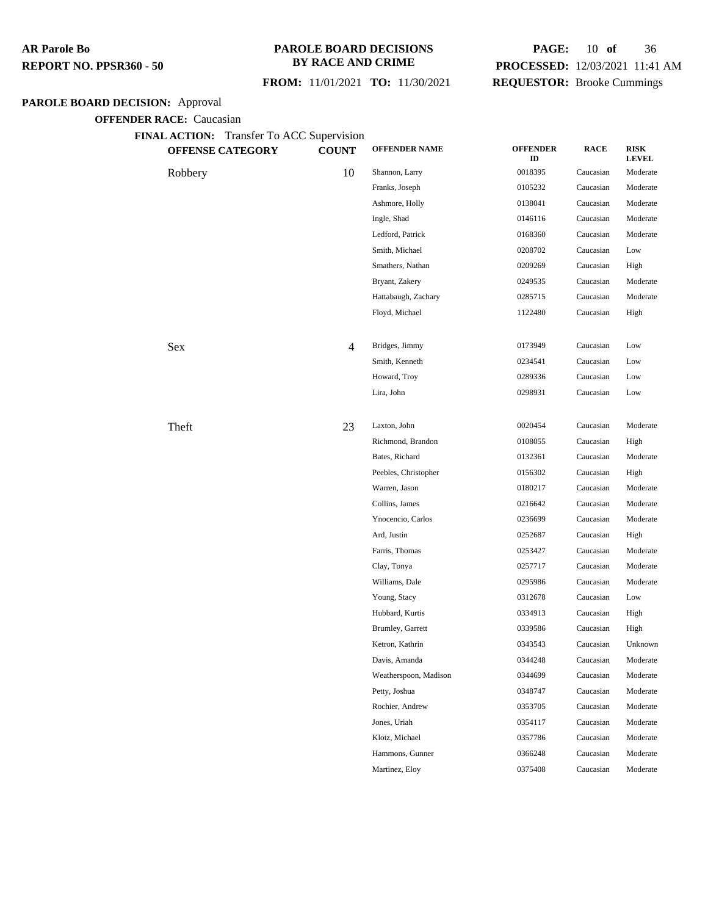**PAROLE BOARD DECISIONS BY RACE AND CRIME**

**FROM:** 11/01/2021 **TO:** 11/30/2021

**PAROLE BOARD DECISION:** Approval

**OFFENDER RACE:** Caucasian

**FINAL ACTION:** Transfer To ACC Supervision

| OFFENSE CATEGORY | COUNT | OFFENDER NAME | OFFENDER ID | RACE | RISK LEVEL |
|---|---|---|---|---|---|
| Robbery | 10 | Shannon, Larry | 0018395 | Caucasian | Moderate |
| | | Franks, Joseph | 0105232 | Caucasian | Moderate |
| | | Ashmore, Holly | 0138041 | Caucasian | Moderate |
| | | Ingle, Shad | 0146116 | Caucasian | Moderate |
| | | Ledford, Patrick | 0168360 | Caucasian | Moderate |
| | | Smith, Michael | 0208702 | Caucasian | Low |
| | | Smathers, Nathan | 0209269 | Caucasian | High |
| | | Bryant, Zakery | 0249535 | Caucasian | Moderate |
| | | Hattabaugh, Zachary | 0285715 | Caucasian | Moderate |
| | | Floyd, Michael | 1122480 | Caucasian | High |
| Sex | 4 | Bridges, Jimmy | 0173949 | Caucasian | Low |
| | | Smith, Kenneth | 0234541 | Caucasian | Low |
| | | Howard, Troy | 0289336 | Caucasian | Low |
| | | Lira, John | 0298931 | Caucasian | Low |
| Theft | 23 | Laxton, John | 0020454 | Caucasian | Moderate |
| | | Richmond, Brandon | 0108055 | Caucasian | High |
| | | Bates, Richard | 0132361 | Caucasian | Moderate |
| | | Peebles, Christopher | 0156302 | Caucasian | High |
| | | Warren, Jason | 0180217 | Caucasian | Moderate |
| | | Collins, James | 0216642 | Caucasian | Moderate |
| | | Ynocencio, Carlos | 0236699 | Caucasian | Moderate |
| | | Ard, Justin | 0252687 | Caucasian | High |
| | | Farris, Thomas | 0253427 | Caucasian | Moderate |
| | | Clay, Tonya | 0257717 | Caucasian | Moderate |
| | | Williams, Dale | 0295986 | Caucasian | Moderate |
| | | Young, Stacy | 0312678 | Caucasian | Low |
| | | Hubbard, Kurtis | 0334913 | Caucasian | High |
| | | Brumley, Garrett | 0339586 | Caucasian | High |
| | | Ketron, Kathrin | 0343543 | Caucasian | Unknown |
| | | Davis, Amanda | 0344248 | Caucasian | Moderate |
| | | Weatherspoon, Madison | 0344699 | Caucasian | Moderate |
| | | Petty, Joshua | 0348747 | Caucasian | Moderate |
| | | Rochier, Andrew | 0353705 | Caucasian | Moderate |
| | | Jones, Uriah | 0354117 | Caucasian | Moderate |
| | | Klotz, Michael | 0357786 | Caucasian | Moderate |
| | | Hammons, Gunner | 0366248 | Caucasian | Moderate |
| | | Martinez, Eloy | 0375408 | Caucasian | Moderate |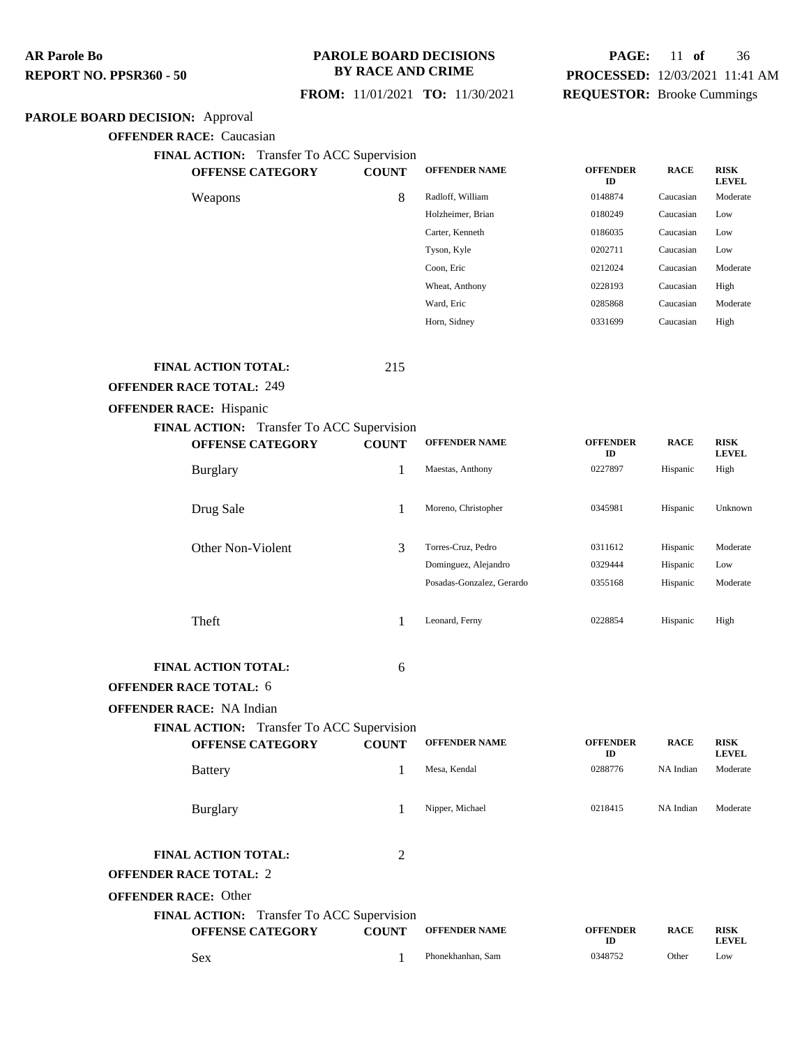**PAROLE BOARD DECISION:** Approval

**OFFENDER RACE:** Caucasian

**FINAL ACTION:** Transfer To ACC Supervision

| OFFENSE CATEGORY | COUNT | OFFENDER NAME | OFFENDER ID | RACE | RISK LEVEL |
|---|---|---|---|---|---|
| Weapons | 8 | Radloff, William | 0148874 | Caucasian | Moderate |
| | | Holzheimer, Brian | 0180249 | Caucasian | Low |
| | | Carter, Kenneth | 0186035 | Caucasian | Low |
| | | Tyson, Kyle | 0202711 | Caucasian | Low |
| | | Coon, Eric | 0212024 | Caucasian | Moderate |
| | | Wheat, Anthony | 0228193 | Caucasian | High |
| | | Ward, Eric | 0285868 | Caucasian | Moderate |
| | | Horn, Sidney | 0331699 | Caucasian | High |

**FINAL ACTION TOTAL:** 215

**OFFENDER RACE TOTAL:** 249

**OFFENDER RACE:** Hispanic

**FINAL ACTION:** Transfer To ACC Supervision

| OFFENSE CATEGORY | COUNT | OFFENDER NAME | OFFENDER ID | RACE | RISK LEVEL |
|---|---|---|---|---|---|
| Burglary | 1 | Maestas, Anthony | 0227897 | Hispanic | High |
| Drug Sale | 1 | Moreno, Christopher | 0345981 | Hispanic | Unknown |
| Other Non-Violent | 3 | Torres-Cruz, Pedro | 0311612 | Hispanic | Moderate |
| | | Dominguez, Alejandro | 0329444 | Hispanic | Low |
| | | Posadas-Gonzalez, Gerardo | 0355168 | Hispanic | Moderate |
| Theft | 1 | Leonard, Ferny | 0228854 | Hispanic | High |

**FINAL ACTION TOTAL:** 6

**OFFENDER RACE TOTAL:** 6

**OFFENDER RACE:** NA Indian

**FINAL ACTION:** Transfer To ACC Supervision

| OFFENSE CATEGORY | COUNT | OFFENDER NAME | OFFENDER ID | RACE | RISK LEVEL |
|---|---|---|---|---|---|
| Battery | 1 | Mesa, Kendal | 0288776 | NA Indian | Moderate |
| Burglary | 1 | Nipper, Michael | 0218415 | NA Indian | Moderate |

**FINAL ACTION TOTAL:** 2

**OFFENDER RACE TOTAL:** 2

**OFFENDER RACE:** Other

**FINAL ACTION:** Transfer To ACC Supervision

| OFFENSE CATEGORY | COUNT | OFFENDER NAME | OFFENDER ID | RACE | RISK LEVEL |
|---|---|---|---|---|---|
| Sex | 1 | Phonekhanhan, Sam | 0348752 | Other | Low |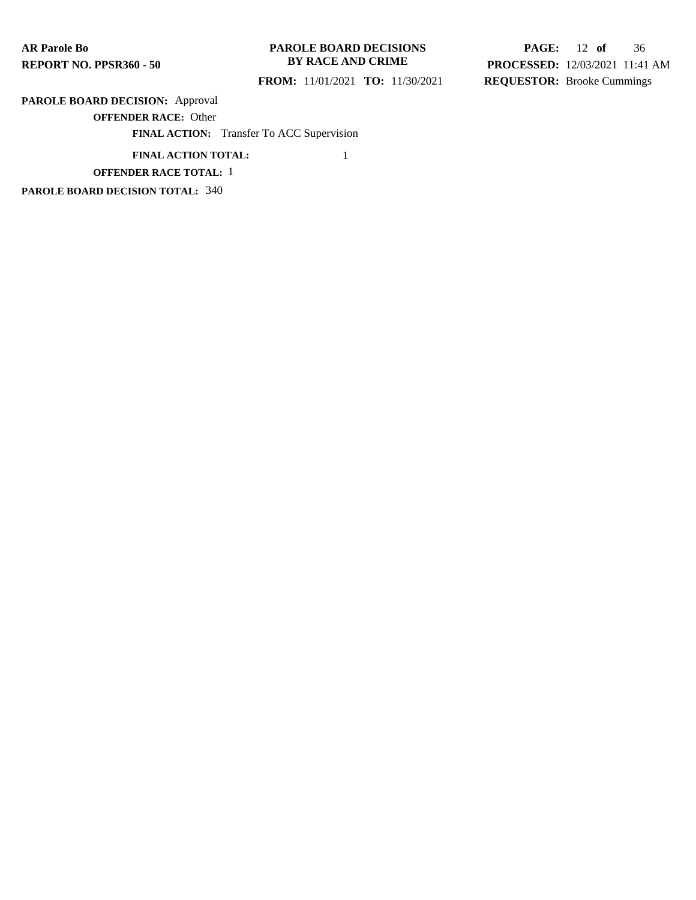**PAROLE BOARD DECISION:** Approval

**OFFENDER RACE:** Other

**FINAL ACTION:** Transfer To ACC Supervision

**FINAL ACTION TOTAL:** 1

**OFFENDER RACE TOTAL:** 1

**PAROLE BOARD DECISION TOTAL:** 340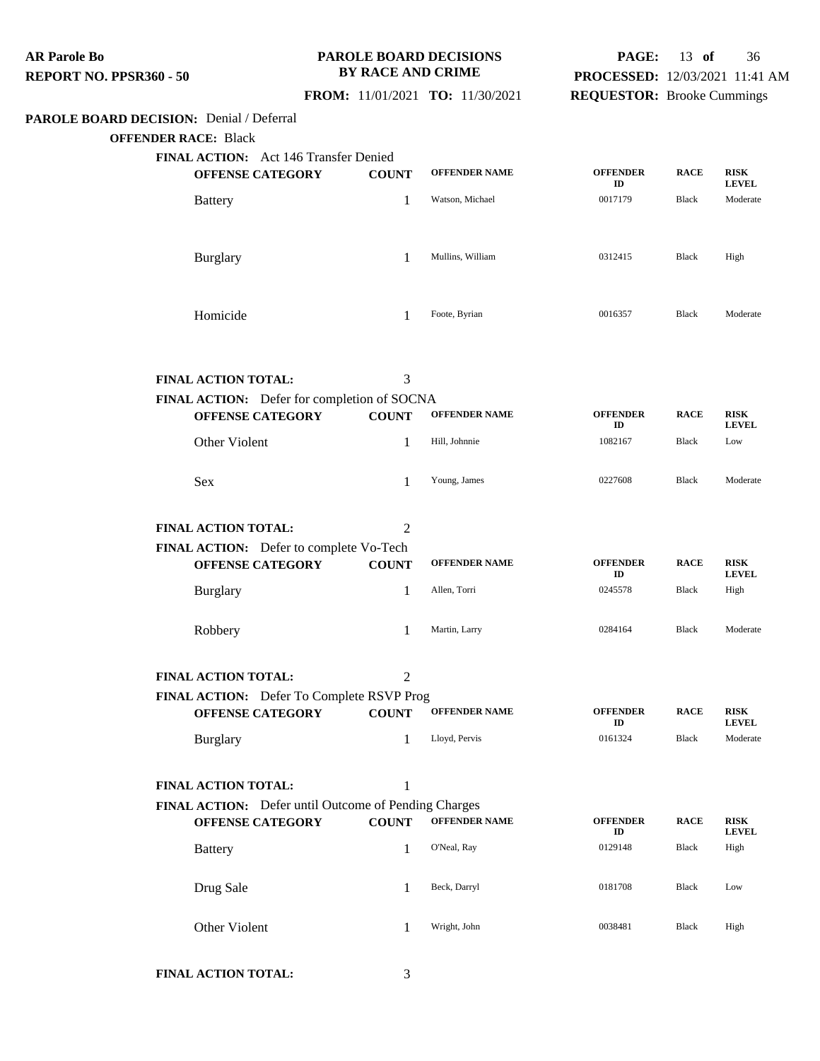**AR Parole Bo**
**REPORT NO. PPSR360 - 50**

**PAROLE BOARD DECISIONS BY RACE AND CRIME**

**FROM:** 11/01/2021 **TO:** 11/30/2021

**PROCESSED:** 12/03/2021 11:41 AM
**REQUESTOR:** Brooke Cummings

**PAROLE BOARD DECISION:** Denial / Deferral

**OFFENDER RACE:** Black

**FINAL ACTION:** Act 146 Transfer Denied

| OFFENSE CATEGORY | COUNT | OFFENDER NAME | OFFENDER ID | RACE | RISK LEVEL |
|---|---|---|---|---|---|
| Battery | 1 | Watson, Michael | 0017179 | Black | Moderate |
| Burglary | 1 | Mullins, William | 0312415 | Black | High |
| Homicide | 1 | Foote, Byrian | 0016357 | Black | Moderate |

**FINAL ACTION TOTAL:** 3

**FINAL ACTION:** Defer for completion of SOCNA

| OFFENSE CATEGORY | COUNT | OFFENDER NAME | OFFENDER ID | RACE | RISK LEVEL |
|---|---|---|---|---|---|
| Other Violent | 1 | Hill, Johnnie | 1082167 | Black | Low |
| Sex | 1 | Young, James | 0227608 | Black | Moderate |

**FINAL ACTION TOTAL:** 2

**FINAL ACTION:** Defer to complete Vo-Tech

| OFFENSE CATEGORY | COUNT | OFFENDER NAME | OFFENDER ID | RACE | RISK LEVEL |
|---|---|---|---|---|---|
| Burglary | 1 | Allen, Torri | 0245578 | Black | High |
| Robbery | 1 | Martin, Larry | 0284164 | Black | Moderate |

**FINAL ACTION TOTAL:** 2

**FINAL ACTION:** Defer To Complete RSVP Prog

| OFFENSE CATEGORY | COUNT | OFFENDER NAME | OFFENDER ID | RACE | RISK LEVEL |
|---|---|---|---|---|---|
| Burglary | 1 | Lloyd, Pervis | 0161324 | Black | Moderate |

**FINAL ACTION TOTAL:** 1

**FINAL ACTION:** Defer until Outcome of Pending Charges

| OFFENSE CATEGORY | COUNT | OFFENDER NAME | OFFENDER ID | RACE | RISK LEVEL |
|---|---|---|---|---|---|
| Battery | 1 | O'Neal, Ray | 0129148 | Black | High |
| Drug Sale | 1 | Beck, Darryl | 0181708 | Black | Low |
| Other Violent | 1 | Wright, John | 0038481 | Black | High |

**FINAL ACTION TOTAL:** 3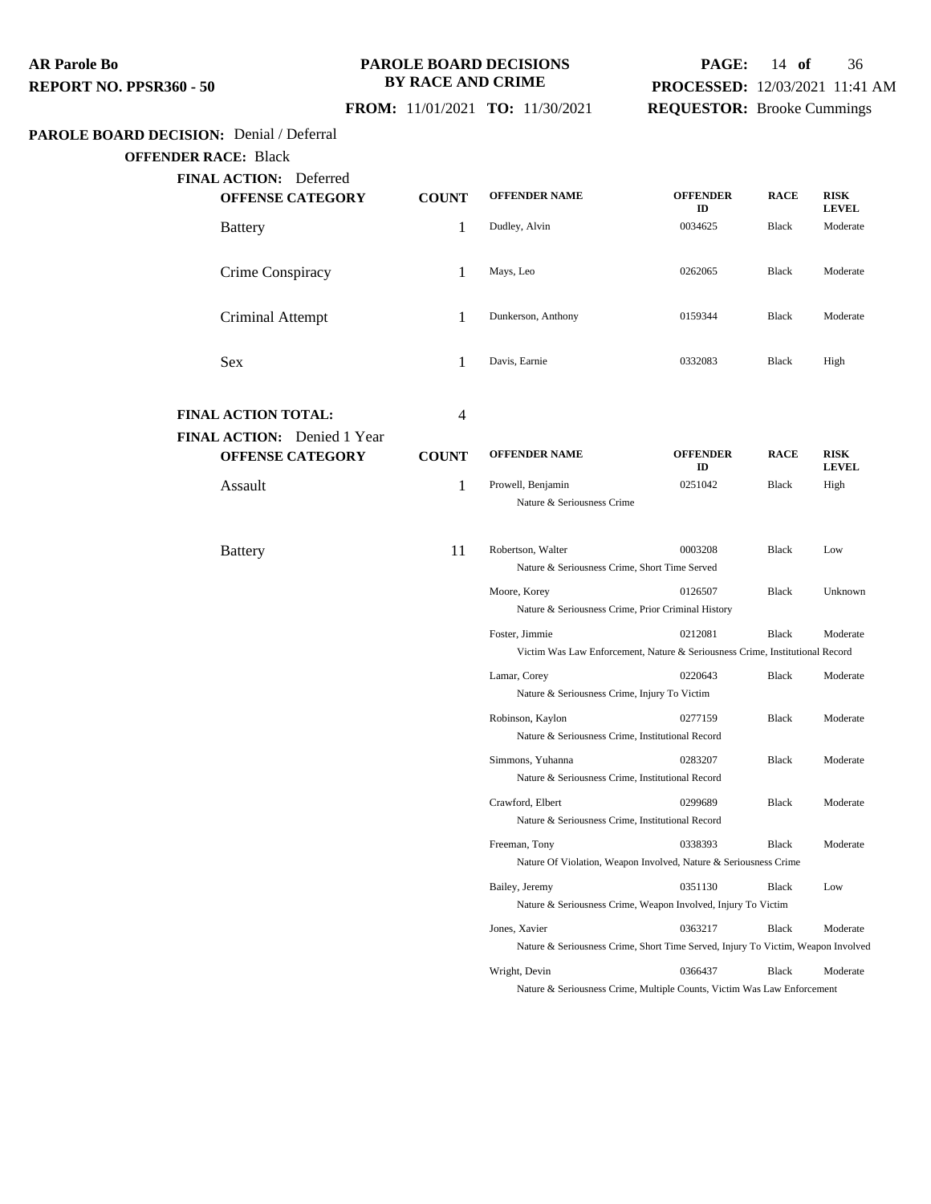**AR Parole Bo**
**REPORT NO. PPSR360 - 50**

**PAROLE BOARD DECISIONS BY RACE AND CRIME**

**FROM:** 11/01/2021 **TO:** 11/30/2021

**PROCESSED:** 12/03/2021 11:41 AM
**REQUESTOR:** Brooke Cummings

**PAROLE BOARD DECISION:** Denial / Deferral

**OFFENDER RACE:** Black

**FINAL ACTION:** Deferred

| OFFENSE CATEGORY | COUNT | OFFENDER NAME | OFFENDER ID | RACE | RISK LEVEL |
|---|---|---|---|---|---|
| Battery | 1 | Dudley, Alvin | 0034625 | Black | Moderate |
| Crime Conspiracy | 1 | Mays, Leo | 0262065 | Black | Moderate |
| Criminal Attempt | 1 | Dunkerson, Anthony | 0159344 | Black | Moderate |
| Sex | 1 | Davis, Earnie | 0332083 | Black | High |

**FINAL ACTION TOTAL:** 4

**FINAL ACTION:** Denied 1 Year

| OFFENSE CATEGORY | COUNT | OFFENDER NAME | OFFENDER ID | RACE | RISK LEVEL |
|---|---|---|---|---|---|
| Assault | 1 | Prowell, Benjamin<br>Nature & Seriousness Crime | 0251042 | Black | High |
| Battery | 11 | Robertson, Walter<br>Nature & Seriousness Crime, Short Time Served | 0003208 | Black | Low |
| | | Moore, Korey<br>Nature & Seriousness Crime, Prior Criminal History | 0126507 | Black | Unknown |
| | | Foster, Jimmie<br>Victim Was Law Enforcement, Nature & Seriousness Crime, Institutional Record | 0212081 | Black | Moderate |
| | | Lamar, Corey<br>Nature & Seriousness Crime, Injury To Victim | 0220643 | Black | Moderate |
| | | Robinson, Kaylon<br>Nature & Seriousness Crime, Institutional Record | 0277159 | Black | Moderate |
| | | Simmons, Yuhanna<br>Nature & Seriousness Crime, Institutional Record | 0283207 | Black | Moderate |
| | | Crawford, Elbert<br>Nature & Seriousness Crime, Institutional Record | 0299689 | Black | Moderate |
| | | Freeman, Tony<br>Nature Of Violation, Weapon Involved, Nature & Seriousness Crime | 0338393 | Black | Moderate |
| | | Bailey, Jeremy<br>Nature & Seriousness Crime, Weapon Involved, Injury To Victim | 0351130 | Black | Low |
| | | Jones, Xavier<br>Nature & Seriousness Crime, Short Time Served, Injury To Victim, Weapon Involved | 0363217 | Black | Moderate |
| | | Wright, Devin<br>Nature & Seriousness Crime, Multiple Counts, Victim Was Law Enforcement | 0366437 | Black | Moderate |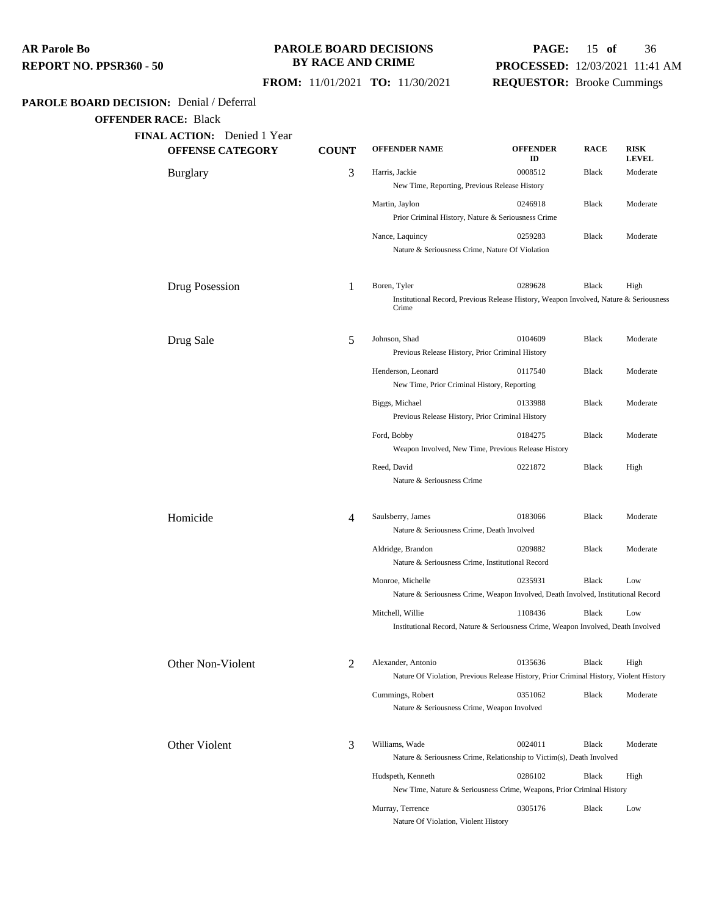**AR Parole Bo**
**REPORT NO. PPSR360 - 50**

**PAROLE BOARD DECISIONS BY RACE AND CRIME**

**FROM:** 11/01/2021 **TO:** 11/30/2021

**PROCESSED:** 12/03/2021 11:41 AM
**REQUESTOR:** Brooke Cummings

**PAROLE BOARD DECISION:** Denial / Deferral

**OFFENDER RACE:** Black

**FINAL ACTION:** Denied 1 Year

| OFFENSE CATEGORY | COUNT | OFFENDER NAME | OFFENDER ID | RACE | RISK LEVEL |
|---|---|---|---|---|---|
| Burglary | 3 | Harris, Jackie<br>New Time, Reporting, Previous Release History | 0008512 | Black | Moderate |
| | | Martin, Jaylon<br>Prior Criminal History, Nature & Seriousness Crime | 0246918 | Black | Moderate |
| | | Nance, Laquincy<br>Nature & Seriousness Crime, Nature Of Violation | 0259283 | Black | Moderate |
| Drug Posession | 1 | Boren, Tyler<br>Institutional Record, Previous Release History, Weapon Involved, Nature & Seriousness Crime | 0289628 | Black | High |
| Drug Sale | 5 | Johnson, Shad<br>Previous Release History, Prior Criminal History | 0104609 | Black | Moderate |
| | | Henderson, Leonard<br>New Time, Prior Criminal History, Reporting | 0117540 | Black | Moderate |
| | | Biggs, Michael<br>Previous Release History, Prior Criminal History | 0133988 | Black | Moderate |
| | | Ford, Bobby<br>Weapon Involved, New Time, Previous Release History | 0184275 | Black | Moderate |
| | | Reed, David<br>Nature & Seriousness Crime | 0221872 | Black | High |
| Homicide | 4 | Saulsberry, James<br>Nature & Seriousness Crime, Death Involved | 0183066 | Black | Moderate |
| | | Aldridge, Brandon<br>Nature & Seriousness Crime, Institutional Record | 0209882 | Black | Moderate |
| | | Monroe, Michelle<br>Nature & Seriousness Crime, Weapon Involved, Death Involved, Institutional Record | 0235931 | Black | Low |
| | | Mitchell, Willie<br>Institutional Record, Nature & Seriousness Crime, Weapon Involved, Death Involved | 1108436 | Black | Low |
| Other Non-Violent | 2 | Alexander, Antonio<br>Nature Of Violation, Previous Release History, Prior Criminal History, Violent History | 0135636 | Black | High |
| | | Cummings, Robert<br>Nature & Seriousness Crime, Weapon Involved | 0351062 | Black | Moderate |
| Other Violent | 3 | Williams, Wade<br>Nature & Seriousness Crime, Relationship to Victim(s), Death Involved | 0024011 | Black | Moderate |
| | | Hudspeth, Kenneth<br>New Time, Nature & Seriousness Crime, Weapons, Prior Criminal History | 0286102 | Black | High |
| | | Murray, Terrence<br>Nature Of Violation, Violent History | 0305176 | Black | Low |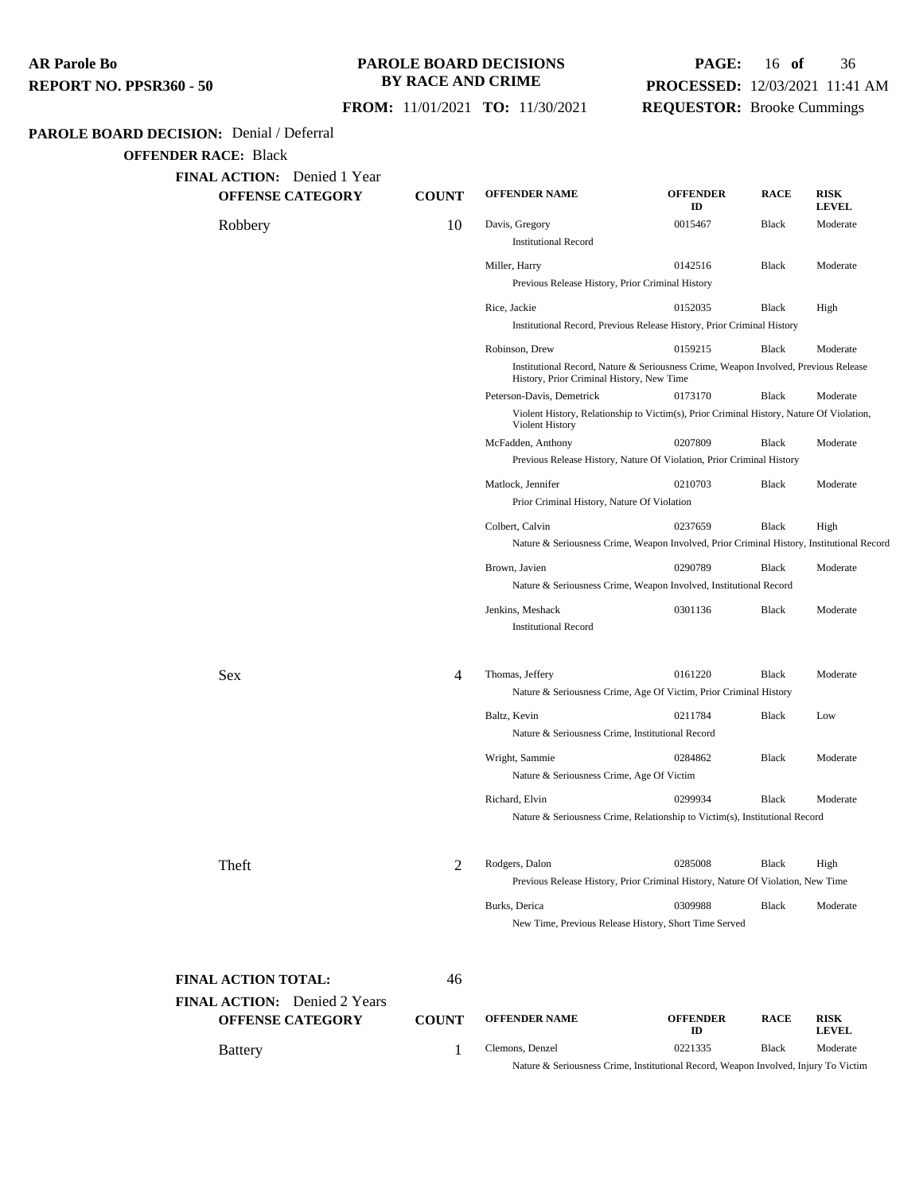**AR Parole Bo**
**REPORT NO. PPSR360 - 50**

**PAROLE BOARD DECISIONS BY RACE AND CRIME**

**FROM:** 11/01/2021 **TO:** 11/30/2021

**PROCESSED:** 12/03/2021 11:41 AM
**REQUESTOR:** Brooke Cummings

**PAROLE BOARD DECISION:** Denial / Deferral

**OFFENDER RACE:** Black

**FINAL ACTION:** Denied 1 Year

| OFFENSE CATEGORY | COUNT | OFFENDER NAME | OFFENDER ID | RACE | RISK LEVEL |
|---|---|---|---|---|---|
| Robbery | 10 | Davis, Gregory<br>Institutional Record | 0015467 | Black | Moderate |
| | | Miller, Harry<br>Previous Release History, Prior Criminal History | 0142516 | Black | Moderate |
| | | Rice, Jackie<br>Institutional Record, Previous Release History, Prior Criminal History | 0152035 | Black | High |
| | | Robinson, Drew<br>Institutional Record, Nature & Seriousness Crime, Weapon Involved, Previous Release History, Prior Criminal History, New Time | 0159215 | Black | Moderate |
| | | Peterson-Davis, Demetrick<br>Violent History, Relationship to Victim(s), Prior Criminal History, Nature Of Violation, Violent History | 0173170 | Black | Moderate |
| | | McFadden, Anthony<br>Previous Release History, Nature Of Violation, Prior Criminal History | 0207809 | Black | Moderate |
| | | Matlock, Jennifer<br>Prior Criminal History, Nature Of Violation | 0210703 | Black | Moderate |
| | | Colbert, Calvin<br>Nature & Seriousness Crime, Weapon Involved, Prior Criminal History, Institutional Record | 0237659 | Black | High |
| | | Brown, Javien<br>Nature & Seriousness Crime, Weapon Involved, Institutional Record | 0290789 | Black | Moderate |
| | | Jenkins, Meshack<br>Institutional Record | 0301136 | Black | Moderate |
| Sex | 4 | Thomas, Jeffery<br>Nature & Seriousness Crime, Age Of Victim, Prior Criminal History | 0161220 | Black | Moderate |
| | | Baltz, Kevin<br>Nature & Seriousness Crime, Institutional Record | 0211784 | Black | Low |
| | | Wright, Sammie<br>Nature & Seriousness Crime, Age Of Victim | 0284862 | Black | Moderate |
| | | Richard, Elvin<br>Nature & Seriousness Crime, Relationship to Victim(s), Institutional Record | 0299934 | Black | Moderate |
| Theft | 2 | Rodgers, Dalon<br>Previous Release History, Prior Criminal History, Nature Of Violation, New Time | 0285008 | Black | High |
| | | Burks, Derica<br>New Time, Previous Release History, Short Time Served | 0309988 | Black | Moderate |

**FINAL ACTION TOTAL:** 46

**FINAL ACTION:** Denied 2 Years

| OFFENSE CATEGORY | COUNT | OFFENDER NAME | OFFENDER ID | RACE | RISK LEVEL |
|---|---|---|---|---|---|
| Battery | 1 | Clemons, Denzel<br>Nature & Seriousness Crime, Institutional Record, Weapon Involved, Injury To Victim | 0221335 | Black | Moderate |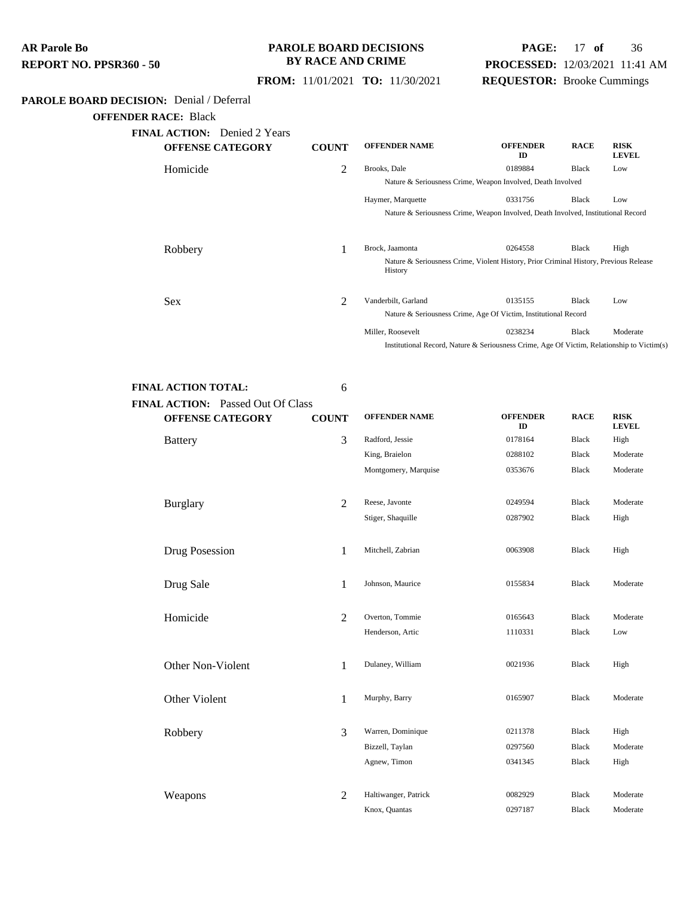**AR Parole Bo**
**REPORT NO. PPSR360 - 50**

**PAROLE BOARD DECISIONS BY RACE AND CRIME**

**FROM:** 11/01/2021 **TO:** 11/30/2021

**PROCESSED:** 12/03/2021 11:41 AM
**REQUESTOR:** Brooke Cummings

**PAROLE BOARD DECISION:** Denial / Deferral

**OFFENDER RACE:** Black

**FINAL ACTION:** Denied 2 Years

| OFFENSE CATEGORY | COUNT | OFFENDER NAME | OFFENDER ID | RACE | RISK LEVEL |
|---|---|---|---|---|---|
| Homicide | 2 | Brooks, Dale | 0189884 | Black | Low |
| | | Nature & Seriousness Crime, Weapon Involved, Death Involved | | | |
| | | Haymer, Marquette | 0331756 | Black | Low |
| | | Nature & Seriousness Crime, Weapon Involved, Death Involved, Institutional Record | | | |
| Robbery | 1 | Brock, Jaamonta | 0264558 | Black | High |
| | | Nature & Seriousness Crime, Violent History, Prior Criminal History, Previous Release History | | | |
| Sex | 2 | Vanderbilt, Garland | 0135155 | Black | Low |
| | | Nature & Seriousness Crime, Age Of Victim, Institutional Record | | | |
| | | Miller, Roosevelt | 0238234 | Black | Moderate |
| | | Institutional Record, Nature & Seriousness Crime, Age Of Victim, Relationship to Victim(s) | | | |

**FINAL ACTION TOTAL:** 6

**FINAL ACTION:** Passed Out Of Class

| OFFENSE CATEGORY | COUNT | OFFENDER NAME | OFFENDER ID | RACE | RISK LEVEL |
|---|---|---|---|---|---|
| Battery | 3 | Radford, Jessie | 0178164 | Black | High |
| | | King, Braielon | 0288102 | Black | Moderate |
| | | Montgomery, Marquise | 0353676 | Black | Moderate |
| Burglary | 2 | Reese, Javonte | 0249594 | Black | Moderate |
| | | Stiger, Shaquille | 0287902 | Black | High |
| Drug Posession | 1 | Mitchell, Zabrian | 0063908 | Black | High |
| Drug Sale | 1 | Johnson, Maurice | 0155834 | Black | Moderate |
| Homicide | 2 | Overton, Tommie | 0165643 | Black | Moderate |
| | | Henderson, Artic | 1110331 | Black | Low |
| Other Non-Violent | 1 | Dulaney, William | 0021936 | Black | High |
| Other Violent | 1 | Murphy, Barry | 0165907 | Black | Moderate |
| Robbery | 3 | Warren, Dominique | 0211378 | Black | High |
| | | Bizzell, Taylan | 0297560 | Black | Moderate |
| | | Agnew, Timon | 0341345 | Black | High |
| Weapons | 2 | Haltiwanger, Patrick | 0082929 | Black | Moderate |
| | | Knox, Quantas | 0297187 | Black | Moderate |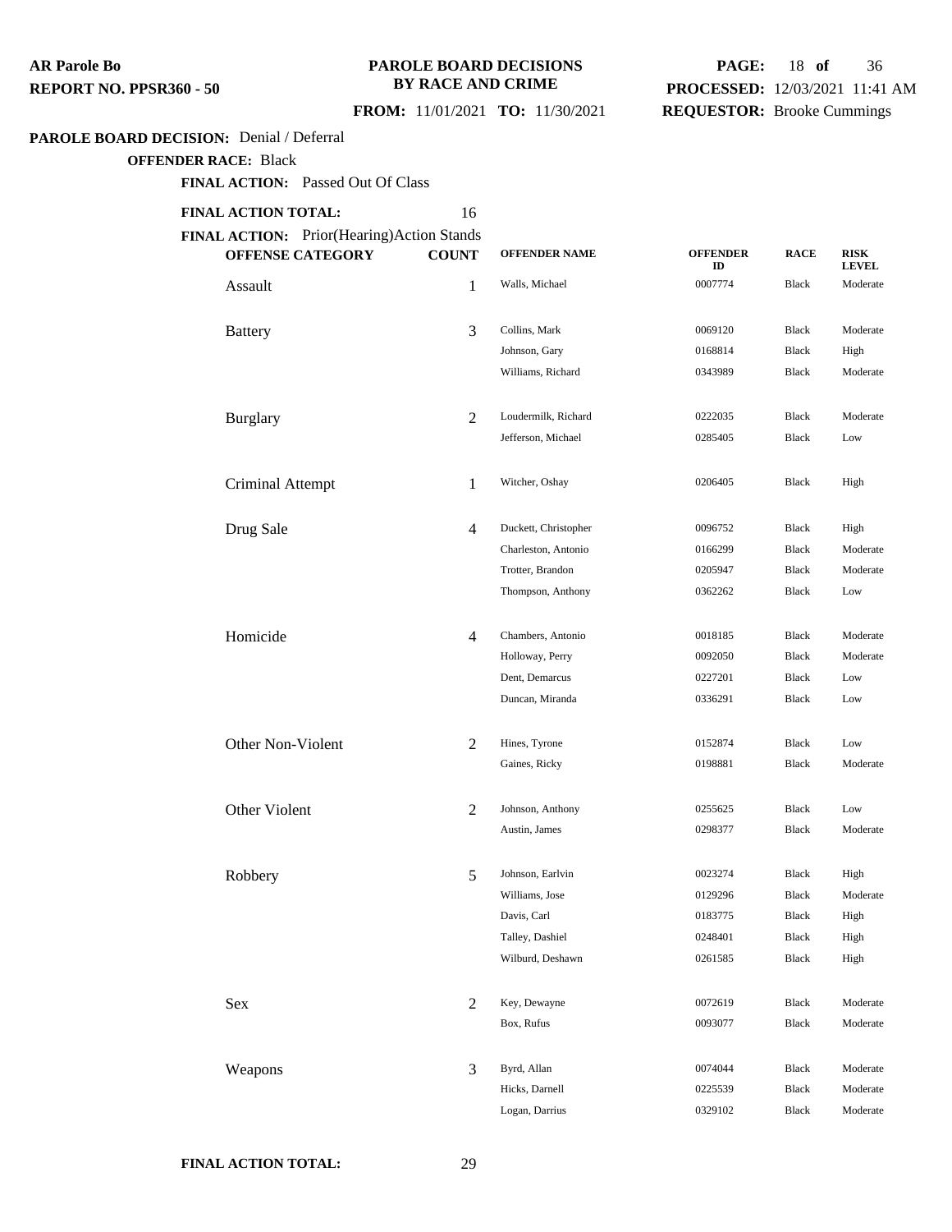**AR Parole Bo**
**REPORT NO. PPSR360 - 50**

**PAROLE BOARD DECISIONS BY RACE AND CRIME**

**FROM:** 11/01/2021 **TO:** 11/30/2021

**PROCESSED:** 12/03/2021 11:41 AM
**REQUESTOR:** Brooke Cummings

**PAROLE BOARD DECISION:** Denial / Deferral

**OFFENDER RACE:** Black

**FINAL ACTION:** Passed Out Of Class

**FINAL ACTION TOTAL:** 16

**FINAL ACTION:** Prior(Hearing)Action Stands

| OFFENSE CATEGORY | COUNT | OFFENDER NAME | OFFENDER ID | RACE | RISK LEVEL |
|---|---|---|---|---|---|
| Assault | 1 | Walls, Michael | 0007774 | Black | Moderate |
| Battery | 3 | Collins, Mark | 0069120 | Black | Moderate |
| | | Johnson, Gary | 0168814 | Black | High |
| | | Williams, Richard | 0343989 | Black | Moderate |
| Burglary | 2 | Loudermilk, Richard | 0222035 | Black | Moderate |
| | | Jefferson, Michael | 0285405 | Black | Low |
| Criminal Attempt | 1 | Witcher, Oshay | 0206405 | Black | High |
| Drug Sale | 4 | Duckett, Christopher | 0096752 | Black | High |
| | | Charleston, Antonio | 0166299 | Black | Moderate |
| | | Trotter, Brandon | 0205947 | Black | Moderate |
| | | Thompson, Anthony | 0362262 | Black | Low |
| Homicide | 4 | Chambers, Antonio | 0018185 | Black | Moderate |
| | | Holloway, Perry | 0092050 | Black | Moderate |
| | | Dent, Demarcus | 0227201 | Black | Low |
| | | Duncan, Miranda | 0336291 | Black | Low |
| Other Non-Violent | 2 | Hines, Tyrone | 0152874 | Black | Low |
| | | Gaines, Ricky | 0198881 | Black | Moderate |
| Other Violent | 2 | Johnson, Anthony | 0255625 | Black | Low |
| | | Austin, James | 0298377 | Black | Moderate |
| Robbery | 5 | Johnson, Earlvin | 0023274 | Black | High |
| | | Williams, Jose | 0129296 | Black | Moderate |
| | | Davis, Carl | 0183775 | Black | High |
| | | Talley, Dashiel | 0248401 | Black | High |
| | | Wilburd, Deshawn | 0261585 | Black | High |
| Sex | 2 | Key, Dewayne | 0072619 | Black | Moderate |
| | | Box, Rufus | 0093077 | Black | Moderate |
| Weapons | 3 | Byrd, Allan | 0074044 | Black | Moderate |
| | | Hicks, Darnell | 0225539 | Black | Moderate |
| | | Logan, Darrius | 0329102 | Black | Moderate |

**FINAL ACTION TOTAL:** 29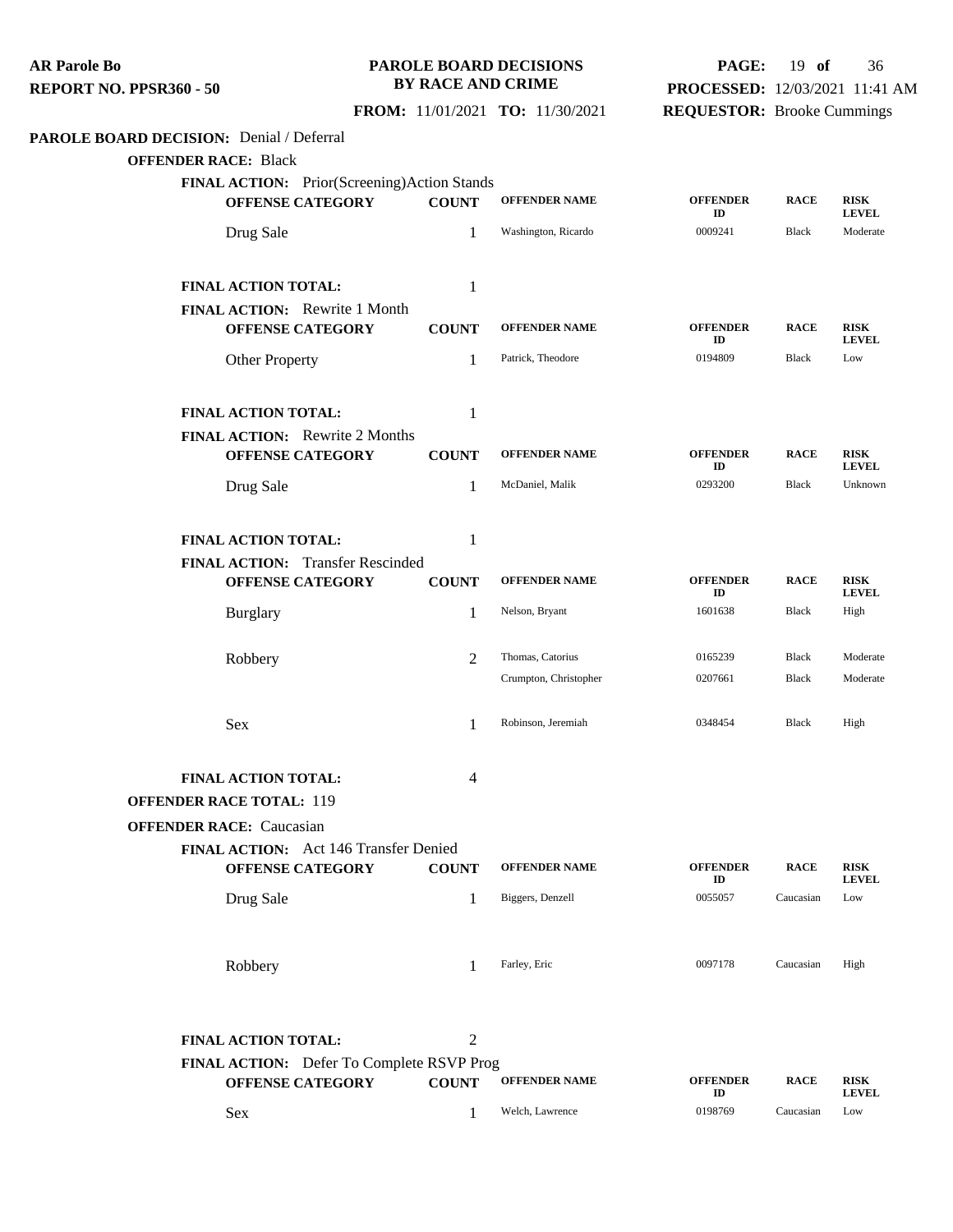**AR Parole Bo**
**REPORT NO. PPSR360 - 50**

**PAROLE BOARD DECISIONS BY RACE AND CRIME**

**FROM:** 11/01/2021 **TO:** 11/30/2021

**PROCESSED:** 12/03/2021 11:41 AM
**REQUESTOR:** Brooke Cummings

**PAROLE BOARD DECISION:** Denial / Deferral

**OFFENDER RACE:** Black

**FINAL ACTION:** Prior(Screening)Action Stands

| OFFENSE CATEGORY | COUNT | OFFENDER NAME | OFFENDER ID | RACE | RISK LEVEL |
|---|---|---|---|---|---|
| Drug Sale | 1 | Washington, Ricardo | 0009241 | Black | Moderate |

**FINAL ACTION TOTAL:** 1

**FINAL ACTION:** Rewrite 1 Month

| OFFENSE CATEGORY | COUNT | OFFENDER NAME | OFFENDER ID | RACE | RISK LEVEL |
|---|---|---|---|---|---|
| Other Property | 1 | Patrick, Theodore | 0194809 | Black | Low |

**FINAL ACTION TOTAL:** 1

**FINAL ACTION:** Rewrite 2 Months

| OFFENSE CATEGORY | COUNT | OFFENDER NAME | OFFENDER ID | RACE | RISK LEVEL |
|---|---|---|---|---|---|
| Drug Sale | 1 | McDaniel, Malik | 0293200 | Black | Unknown |

**FINAL ACTION TOTAL:** 1

**FINAL ACTION:** Transfer Rescinded

| OFFENSE CATEGORY | COUNT | OFFENDER NAME | OFFENDER ID | RACE | RISK LEVEL |
|---|---|---|---|---|---|
| Burglary | 1 | Nelson, Bryant | 1601638 | Black | High |
| Robbery | 2 | Thomas, Catorius | 0165239 | Black | Moderate |
| | | Crumpton, Christopher | 0207661 | Black | Moderate |
| Sex | 1 | Robinson, Jeremiah | 0348454 | Black | High |

**FINAL ACTION TOTAL:** 4

**OFFENDER RACE TOTAL:** 119

**OFFENDER RACE:** Caucasian

**FINAL ACTION:** Act 146 Transfer Denied

| OFFENSE CATEGORY | COUNT | OFFENDER NAME | OFFENDER ID | RACE | RISK LEVEL |
|---|---|---|---|---|---|
| Drug Sale | 1 | Biggers, Denzell | 0055057 | Caucasian | Low |
| Robbery | 1 | Farley, Eric | 0097178 | Caucasian | High |

**FINAL ACTION TOTAL:** 2

**FINAL ACTION:** Defer To Complete RSVP Prog

| OFFENSE CATEGORY | COUNT | OFFENDER NAME | OFFENDER ID | RACE | RISK LEVEL |
|---|---|---|---|---|---|
| Sex | 1 | Welch, Lawrence | 0198769 | Caucasian | Low |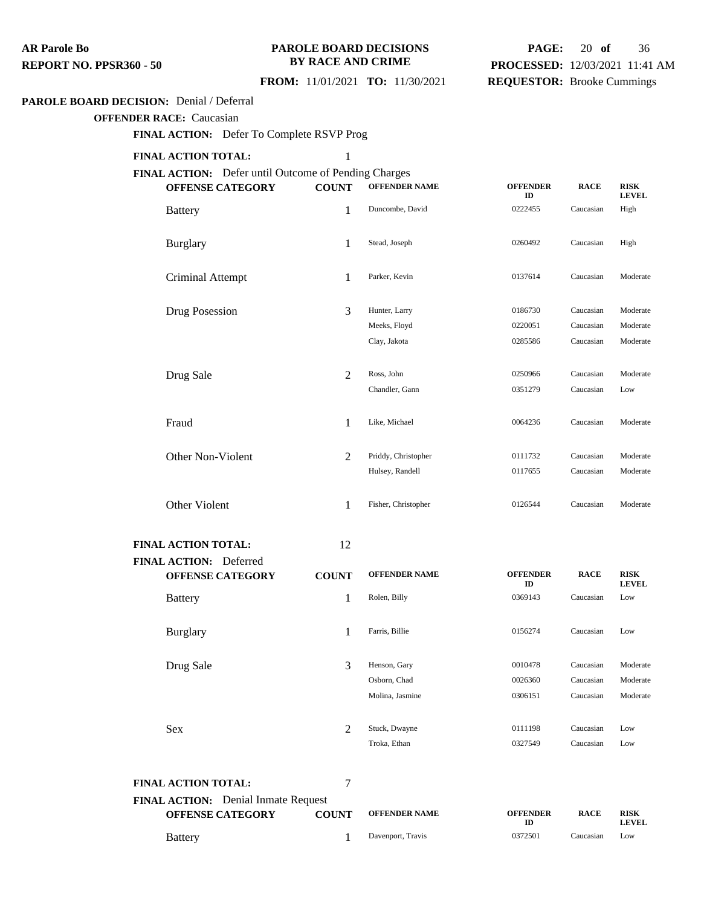**AR Parole Bo**
**REPORT NO. PPSR360 - 50**

**PAROLE BOARD DECISIONS BY RACE AND CRIME**

**FROM:** 11/01/2021 **TO:** 11/30/2021

**PROCESSED:** 12/03/2021 11:41 AM
**REQUESTOR:** Brooke Cummings

**PAROLE BOARD DECISION:** Denial / Deferral

**OFFENDER RACE:** Caucasian

**FINAL ACTION:** Defer To Complete RSVP Prog

**FINAL ACTION TOTAL:** 1

**FINAL ACTION:** Defer until Outcome of Pending Charges

| OFFENSE CATEGORY | COUNT | OFFENDER NAME | OFFENDER ID | RACE | RISK LEVEL |
|---|---|---|---|---|---|
| Battery | 1 | Duncombe, David | 0222455 | Caucasian | High |
| Burglary | 1 | Stead, Joseph | 0260492 | Caucasian | High |
| Criminal Attempt | 1 | Parker, Kevin | 0137614 | Caucasian | Moderate |
| Drug Posession | 3 | Hunter, Larry | 0186730 | Caucasian | Moderate |
| | | Meeks, Floyd | 0220051 | Caucasian | Moderate |
| | | Clay, Jakota | 0285586 | Caucasian | Moderate |
| Drug Sale | 2 | Ross, John | 0250966 | Caucasian | Moderate |
| | | Chandler, Gann | 0351279 | Caucasian | Low |
| Fraud | 1 | Like, Michael | 0064236 | Caucasian | Moderate |
| Other Non-Violent | 2 | Priddy, Christopher | 0111732 | Caucasian | Moderate |
| | | Hulsey, Randell | 0117655 | Caucasian | Moderate |
| Other Violent | 1 | Fisher, Christopher | 0126544 | Caucasian | Moderate |

**FINAL ACTION TOTAL:** 12

**FINAL ACTION:** Deferred

| OFFENSE CATEGORY | COUNT | OFFENDER NAME | OFFENDER ID | RACE | RISK LEVEL |
|---|---|---|---|---|---|
| Battery | 1 | Rolen, Billy | 0369143 | Caucasian | Low |
| Burglary | 1 | Farris, Billie | 0156274 | Caucasian | Low |
| Drug Sale | 3 | Henson, Gary | 0010478 | Caucasian | Moderate |
| | | Osborn, Chad | 0026360 | Caucasian | Moderate |
| | | Molina, Jasmine | 0306151 | Caucasian | Moderate |
| Sex | 2 | Stuck, Dwayne | 0111198 | Caucasian | Low |
| | | Troka, Ethan | 0327549 | Caucasian | Low |

**FINAL ACTION TOTAL:** 7

**FINAL ACTION:** Denial Inmate Request

| OFFENSE CATEGORY | COUNT | OFFENDER NAME | OFFENDER ID | RACE | RISK LEVEL |
|---|---|---|---|---|---|
| Battery | 1 | Davenport, Travis | 0372501 | Caucasian | Low |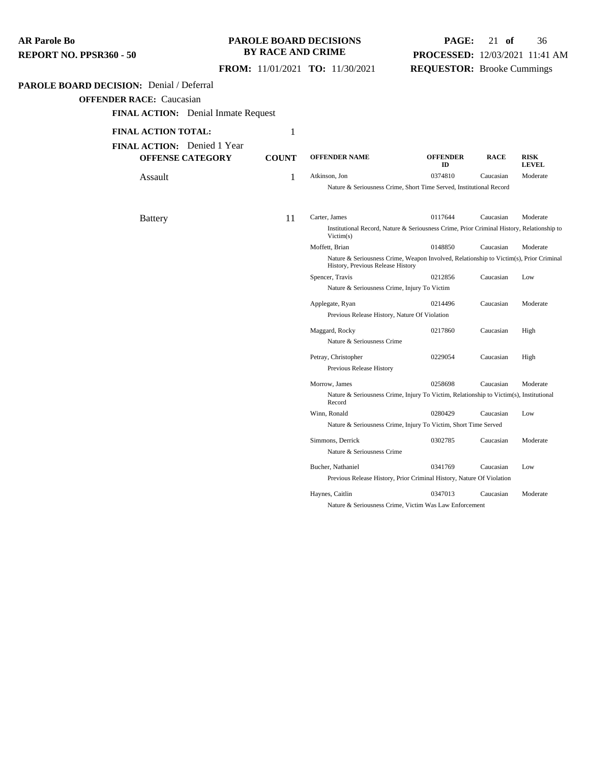**AR Parole Bo**
**REPORT NO. PPSR360 - 50**

# PAROLE BOARD DECISIONS BY RACE AND CRIME

**FROM:** 11/01/2021 **TO:** 11/30/2021

**PROCESSED:** 12/03/2021 11:41 AM
**REQUESTOR:** Brooke Cummings

**PAROLE BOARD DECISION:** Denial / Deferral

**OFFENDER RACE:** Caucasian

**FINAL ACTION:** Denial Inmate Request

**FINAL ACTION TOTAL:** 1

**FINAL ACTION:** Denied 1 Year

| OFFENSE CATEGORY | COUNT | OFFENDER NAME | OFFENDER ID | RACE | RISK LEVEL |
|---|---|---|---|---|---|
| Assault | 1 | Atkinson, Jon | 0374810 | Caucasian | Moderate |
| | | Nature & Seriousness Crime, Short Time Served, Institutional Record | | | |
| Battery | 11 | Carter, James | 0117644 | Caucasian | Moderate |
| | | Institutional Record, Nature & Seriousness Crime, Prior Criminal History, Relationship to Victim(s) | | | |
| | | Moffett, Brian | 0148850 | Caucasian | Moderate |
| | | Nature & Seriousness Crime, Weapon Involved, Relationship to Victim(s), Prior Criminal History, Previous Release History | | | |
| | | Spencer, Travis | 0212856 | Caucasian | Low |
| | | Nature & Seriousness Crime, Injury To Victim | | | |
| | | Applegate, Ryan | 0214496 | Caucasian | Moderate |
| | | Previous Release History, Nature Of Violation | | | |
| | | Maggard, Rocky | 0217860 | Caucasian | High |
| | | Nature & Seriousness Crime | | | |
| | | Petray, Christopher | 0229054 | Caucasian | High |
| | | Previous Release History | | | |
| | | Morrow, James | 0258698 | Caucasian | Moderate |
| | | Nature & Seriousness Crime, Injury To Victim, Relationship to Victim(s), Institutional Record | | | |
| | | Winn, Ronald | 0280429 | Caucasian | Low |
| | | Nature & Seriousness Crime, Injury To Victim, Short Time Served | | | |
| | | Simmons, Derrick | 0302785 | Caucasian | Moderate |
| | | Nature & Seriousness Crime | | | |
| | | Bucher, Nathaniel | 0341769 | Caucasian | Low |
| | | Previous Release History, Prior Criminal History, Nature Of Violation | | | |
| | | Haynes, Caitlin | 0347013 | Caucasian | Moderate |
| | | Nature & Seriousness Crime, Victim Was Law Enforcement | | | |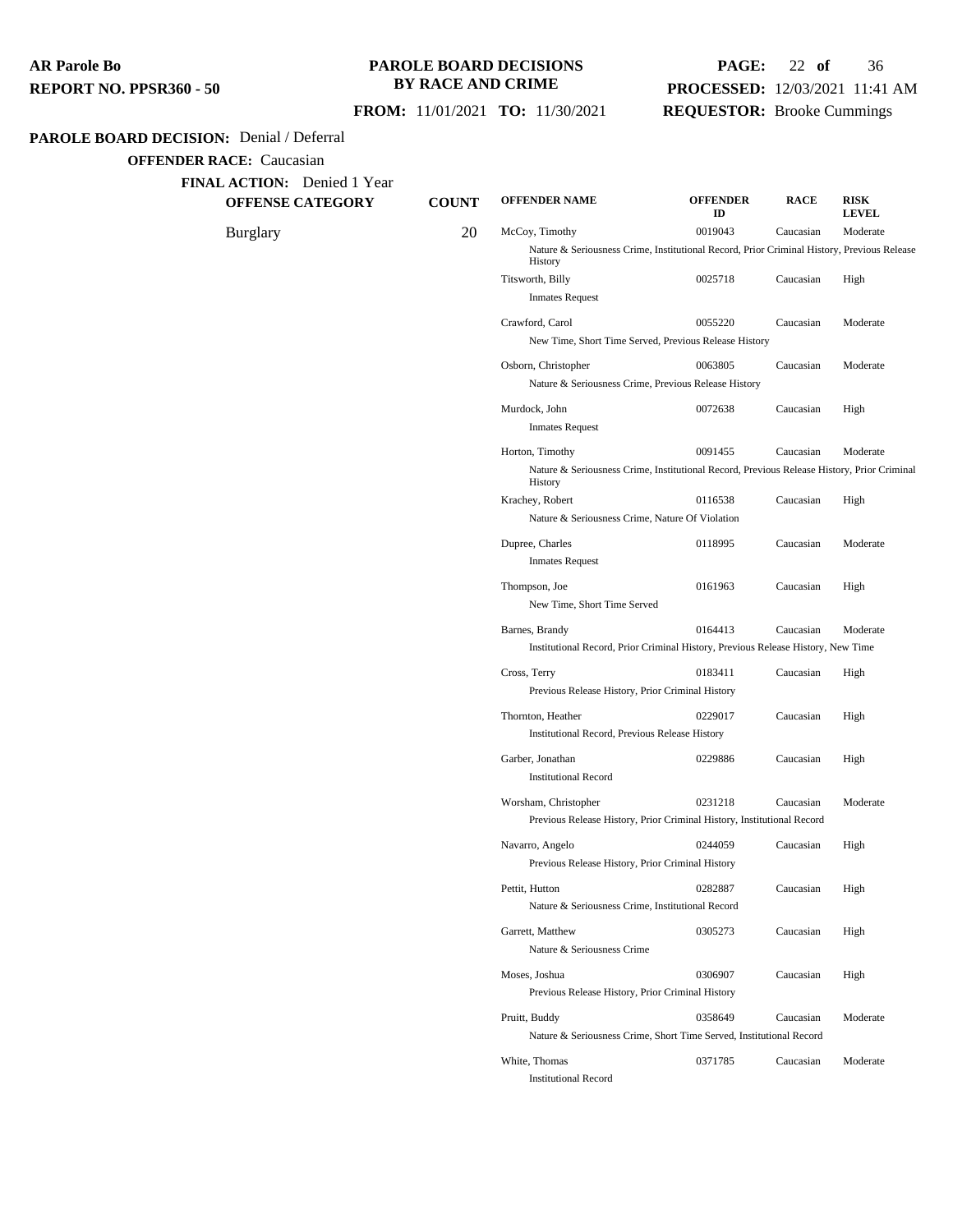**AR Parole Bo**
**REPORT NO. PPSR360 - 50**

**PAROLE BOARD DECISIONS BY RACE AND CRIME**

**FROM:** 11/01/2021 **TO:** 11/30/2021

**PROCESSED:** 12/03/2021 11:41 AM
**REQUESTOR:** Brooke Cummings

**PAROLE BOARD DECISION:** Denial / Deferral

**OFFENDER RACE:** Caucasian

**FINAL ACTION:** Denied 1 Year

| OFFENSE CATEGORY | COUNT | OFFENDER NAME | OFFENDER ID | RACE | RISK LEVEL |
|---|---|---|---|---|---|
| Burglary | 20 | McCoy, Timothy | 0019043 | Caucasian | Moderate |
| | | Nature & Seriousness Crime, Institutional Record, Prior Criminal History, Previous Release History | | | |
| | | Titsworth, Billy | 0025718 | Caucasian | High |
| | | Inmates Request | | | |
| | | Crawford, Carol | 0055220 | Caucasian | Moderate |
| | | New Time, Short Time Served, Previous Release History | | | |
| | | Osborn, Christopher | 0063805 | Caucasian | Moderate |
| | | Nature & Seriousness Crime, Previous Release History | | | |
| | | Murdock, John | 0072638 | Caucasian | High |
| | | Inmates Request | | | |
| | | Horton, Timothy | 0091455 | Caucasian | Moderate |
| | | Nature & Seriousness Crime, Institutional Record, Previous Release History, Prior Criminal History | | | |
| | | Krachey, Robert | 0116538 | Caucasian | High |
| | | Nature & Seriousness Crime, Nature Of Violation | | | |
| | | Dupree, Charles | 0118995 | Caucasian | Moderate |
| | | Inmates Request | | | |
| | | Thompson, Joe | 0161963 | Caucasian | High |
| | | New Time, Short Time Served | | | |
| | | Barnes, Brandy | 0164413 | Caucasian | Moderate |
| | | Institutional Record, Prior Criminal History, Previous Release History, New Time | | | |
| | | Cross, Terry | 0183411 | Caucasian | High |
| | | Previous Release History, Prior Criminal History | | | |
| | | Thornton, Heather | 0229017 | Caucasian | High |
| | | Institutional Record, Previous Release History | | | |
| | | Garber, Jonathan | 0229886 | Caucasian | High |
| | | Institutional Record | | | |
| | | Worsham, Christopher | 0231218 | Caucasian | Moderate |
| | | Previous Release History, Prior Criminal History, Institutional Record | | | |
| | | Navarro, Angelo | 0244059 | Caucasian | High |
| | | Previous Release History, Prior Criminal History | | | |
| | | Pettit, Hutton | 0282887 | Caucasian | High |
| | | Nature & Seriousness Crime, Institutional Record | | | |
| | | Garrett, Matthew | 0305273 | Caucasian | High |
| | | Nature & Seriousness Crime | | | |
| | | Moses, Joshua | 0306907 | Caucasian | High |
| | | Previous Release History, Prior Criminal History | | | |
| | | Pruitt, Buddy | 0358649 | Caucasian | Moderate |
| | | Nature & Seriousness Crime, Short Time Served, Institutional Record | | | |
| | | White, Thomas | 0371785 | Caucasian | Moderate |
| | | Institutional Record | | | |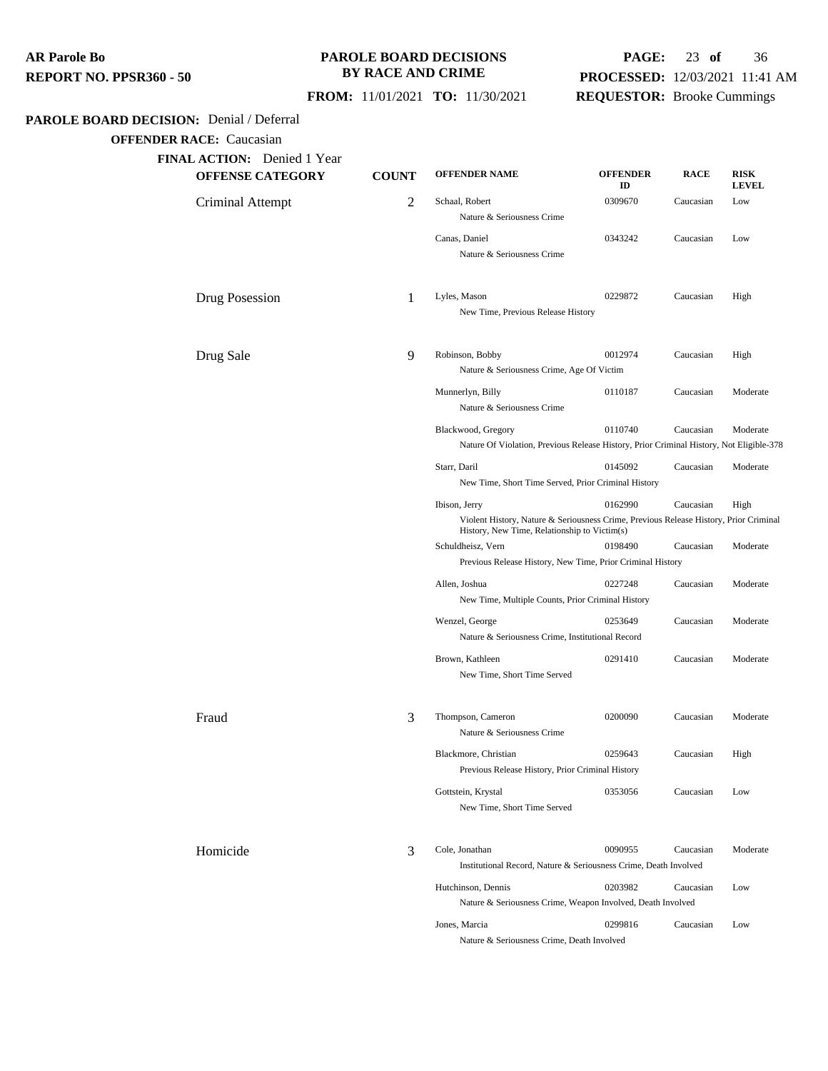**AR Parole Bo**
**REPORT NO. PPSR360 - 50**

**PAROLE BOARD DECISIONS BY RACE AND CRIME**

**FROM:** 11/01/2021 **TO:** 11/30/2021

**PROCESSED:** 12/03/2021 11:41 AM
**REQUESTOR:** Brooke Cummings

**PAROLE BOARD DECISION:** Denial / Deferral

**OFFENDER RACE:** Caucasian

**FINAL ACTION:** Denied 1 Year

| OFFENSE CATEGORY | COUNT | OFFENDER NAME | OFFENDER ID | RACE | RISK LEVEL |
|---|---|---|---|---|---|
| Criminal Attempt | 2 | Schaal, Robert<br>Nature & Seriousness Crime | 0309670 | Caucasian | Low |
| | | Canas, Daniel<br>Nature & Seriousness Crime | 0343242 | Caucasian | Low |
| Drug Posession | 1 | Lyles, Mason<br>New Time, Previous Release History | 0229872 | Caucasian | High |
| Drug Sale | 9 | Robinson, Bobby<br>Nature & Seriousness Crime, Age Of Victim | 0012974 | Caucasian | High |
| | | Munnerlyn, Billy<br>Nature & Seriousness Crime | 0110187 | Caucasian | Moderate |
| | | Blackwood, Gregory<br>Nature Of Violation, Previous Release History, Prior Criminal History, Not Eligible-378 | 0110740 | Caucasian | Moderate |
| | | Starr, Daril<br>New Time, Short Time Served, Prior Criminal History | 0145092 | Caucasian | Moderate |
| | | Ibison, Jerry<br>Violent History, Nature & Seriousness Crime, Previous Release History, Prior Criminal History, New Time, Relationship to Victim(s) | 0162990 | Caucasian | High |
| | | Schuldheisz, Vern<br>Previous Release History, New Time, Prior Criminal History | 0198490 | Caucasian | Moderate |
| | | Allen, Joshua<br>New Time, Multiple Counts, Prior Criminal History | 0227248 | Caucasian | Moderate |
| | | Wenzel, George<br>Nature & Seriousness Crime, Institutional Record | 0253649 | Caucasian | Moderate |
| | | Brown, Kathleen<br>New Time, Short Time Served | 0291410 | Caucasian | Moderate |
| Fraud | 3 | Thompson, Cameron<br>Nature & Seriousness Crime | 0200090 | Caucasian | Moderate |
| | | Blackmore, Christian<br>Previous Release History, Prior Criminal History | 0259643 | Caucasian | High |
| | | Gottstein, Krystal<br>New Time, Short Time Served | 0353056 | Caucasian | Low |
| Homicide | 3 | Cole, Jonathan<br>Institutional Record, Nature & Seriousness Crime, Death Involved | 0090955 | Caucasian | Moderate |
| | | Hutchinson, Dennis<br>Nature & Seriousness Crime, Weapon Involved, Death Involved | 0203982 | Caucasian | Low |
| | | Jones, Marcia<br>Nature & Seriousness Crime, Death Involved | 0299816 | Caucasian | Low |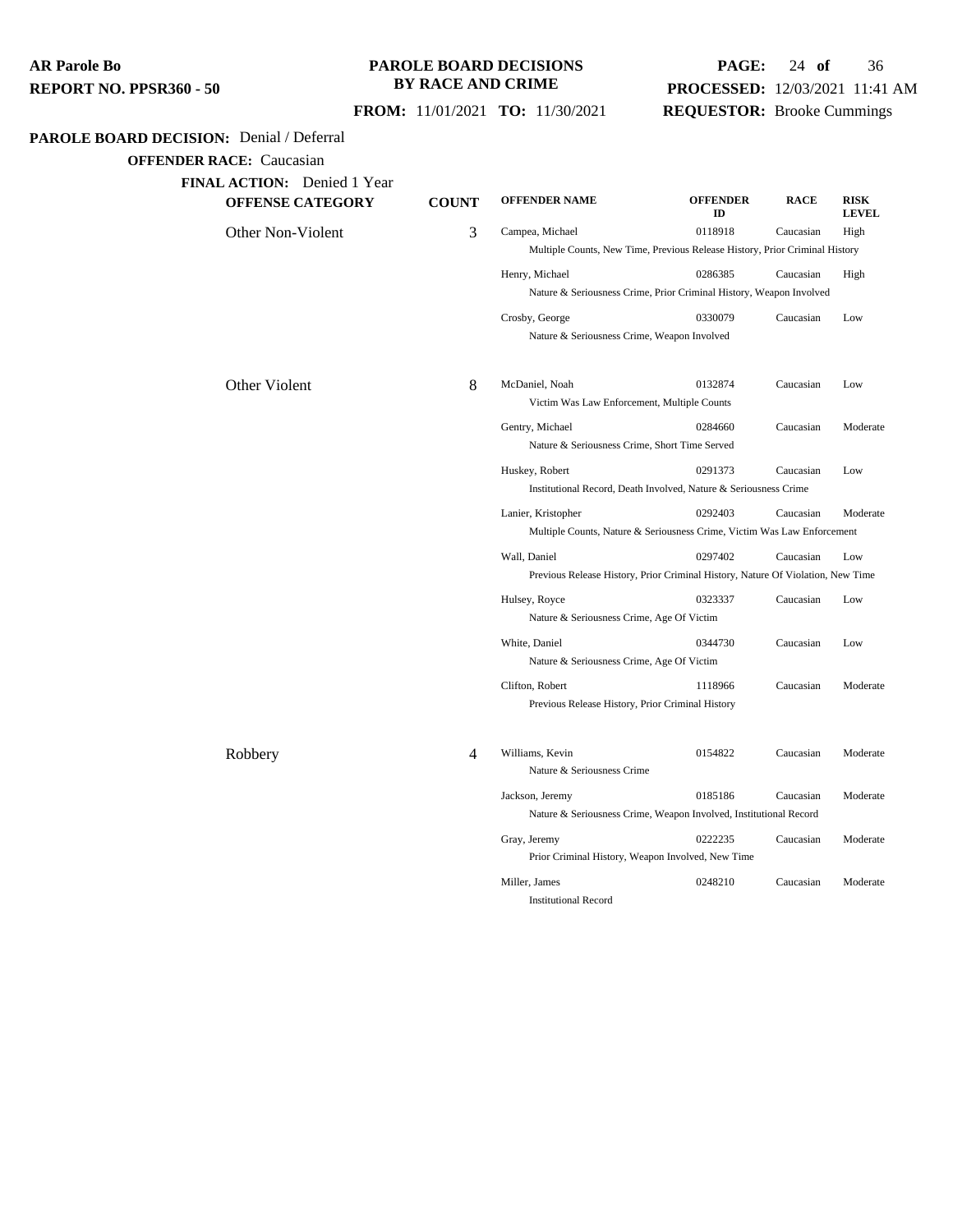**AR Parole Bo**
**REPORT NO. PPSR360 - 50**

**PAROLE BOARD DECISIONS BY RACE AND CRIME**

**FROM:** 11/01/2021 **TO:** 11/30/2021

**PROCESSED:** 12/03/2021 11:41 AM
**REQUESTOR:** Brooke Cummings

**PAROLE BOARD DECISION:** Denial / Deferral

**OFFENDER RACE:** Caucasian

**FINAL ACTION:** Denied 1 Year

| OFFENSE CATEGORY | COUNT | OFFENDER NAME | OFFENDER ID | RACE | RISK LEVEL |
|---|---|---|---|---|---|
| Other Non-Violent | 3 | Campea, Michael | 0118918 | Caucasian | High |
| | | Multiple Counts, New Time, Previous Release History, Prior Criminal History | | | |
| | | Henry, Michael | 0286385 | Caucasian | High |
| | | Nature & Seriousness Crime, Prior Criminal History, Weapon Involved | | | |
| | | Crosby, George | 0330079 | Caucasian | Low |
| | | Nature & Seriousness Crime, Weapon Involved | | | |
| Other Violent | 8 | McDaniel, Noah | 0132874 | Caucasian | Low |
| | | Victim Was Law Enforcement, Multiple Counts | | | |
| | | Gentry, Michael | 0284660 | Caucasian | Moderate |
| | | Nature & Seriousness Crime, Short Time Served | | | |
| | | Huskey, Robert | 0291373 | Caucasian | Low |
| | | Institutional Record, Death Involved, Nature & Seriousness Crime | | | |
| | | Lanier, Kristopher | 0292403 | Caucasian | Moderate |
| | | Multiple Counts, Nature & Seriousness Crime, Victim Was Law Enforcement | | | |
| | | Wall, Daniel | 0297402 | Caucasian | Low |
| | | Previous Release History, Prior Criminal History, Nature Of Violation, New Time | | | |
| | | Hulsey, Royce | 0323337 | Caucasian | Low |
| | | Nature & Seriousness Crime, Age Of Victim | | | |
| | | White, Daniel | 0344730 | Caucasian | Low |
| | | Nature & Seriousness Crime, Age Of Victim | | | |
| | | Clifton, Robert | 1118966 | Caucasian | Moderate |
| | | Previous Release History, Prior Criminal History | | | |
| Robbery | 4 | Williams, Kevin | 0154822 | Caucasian | Moderate |
| | | Nature & Seriousness Crime | | | |
| | | Jackson, Jeremy | 0185186 | Caucasian | Moderate |
| | | Nature & Seriousness Crime, Weapon Involved, Institutional Record | | | |
| | | Gray, Jeremy | 0222235 | Caucasian | Moderate |
| | | Prior Criminal History, Weapon Involved, New Time | | | |
| | | Miller, James | 0248210 | Caucasian | Moderate |
| | | Institutional Record | | | |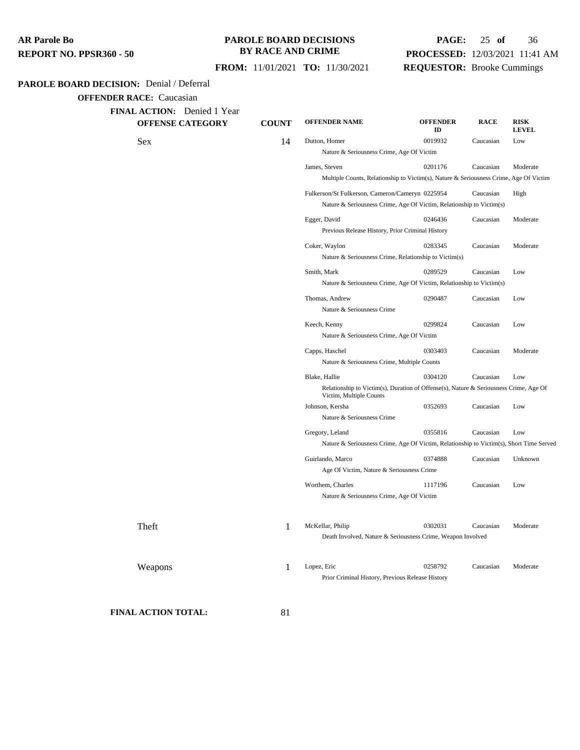**AR Parole Bo**
**REPORT NO. PPSR360 - 50**

**PAROLE BOARD DECISIONS BY RACE AND CRIME**

**FROM:** 11/01/2021 **TO:** 11/30/2021

**PROCESSED:** 12/03/2021 11:41 AM
**REQUESTOR:** Brooke Cummings

**PAROLE BOARD DECISION:** Denial / Deferral

**OFFENDER RACE:** Caucasian

**FINAL ACTION:** Denied 1 Year

| OFFENSE CATEGORY | COUNT | OFFENDER NAME | OFFENDER ID | RACE | RISK LEVEL |
|---|---|---|---|---|---|
| Sex | 14 | Dutton, Homer<br>Nature & Seriousness Crime, Age Of Victim | 0019932 | Caucasian | Low |
| | | James, Steven<br>Multiple Counts, Relationship to Victim(s), Nature & Seriousness Crime, Age Of Victim | 0201176 | Caucasian | Moderate |
| | | Fulkerson/St Fulkerson, Cameron/Cameryn<br>Nature & Seriousness Crime, Age Of Victim, Relationship to Victim(s) | 0225954 | Caucasian | High |
| | | Egger, David<br>Previous Release History, Prior Criminal History | 0246436 | Caucasian | Moderate |
| | | Coker, Waylon<br>Nature & Seriousness Crime, Relationship to Victim(s) | 0283345 | Caucasian | Moderate |
| | | Smith, Mark<br>Nature & Seriousness Crime, Age Of Victim, Relationship to Victim(s) | 0289529 | Caucasian | Low |
| | | Thomas, Andrew<br>Nature & Seriousness Crime | 0290487 | Caucasian | Low |
| | | Keech, Kenny<br>Nature & Seriousness Crime, Age Of Victim | 0299824 | Caucasian | Low |
| | | Capps, Haschel<br>Nature & Seriousness Crime, Multiple Counts | 0303403 | Caucasian | Moderate |
| | | Blake, Hallie<br>Relationship to Victim(s), Duration of Offense(s), Nature & Seriousness Crime, Age Of Victim, Multiple Counts | 0304120 | Caucasian | Low |
| | | Johnson, Kersha<br>Nature & Seriousness Crime | 0352693 | Caucasian | Low |
| | | Gregory, Leland<br>Nature & Seriousness Crime, Age Of Victim, Relationship to Victim(s), Short Time Served | 0355816 | Caucasian | Low |
| | | Guirlando, Marco<br>Age Of Victim, Nature & Seriousness Crime | 0374888 | Caucasian | Unknown |
| | | Worthem, Charles<br>Nature & Seriousness Crime, Age Of Victim | 1117196 | Caucasian | Low |
| Theft | 1 | McKellar, Philip<br>Death Involved, Nature & Seriousness Crime, Weapon Involved | 0302031 | Caucasian | Moderate |
| Weapons | 1 | Lopez, Eric<br>Prior Criminal History, Previous Release History | 0258792 | Caucasian | Moderate |

**FINAL ACTION TOTAL:** 81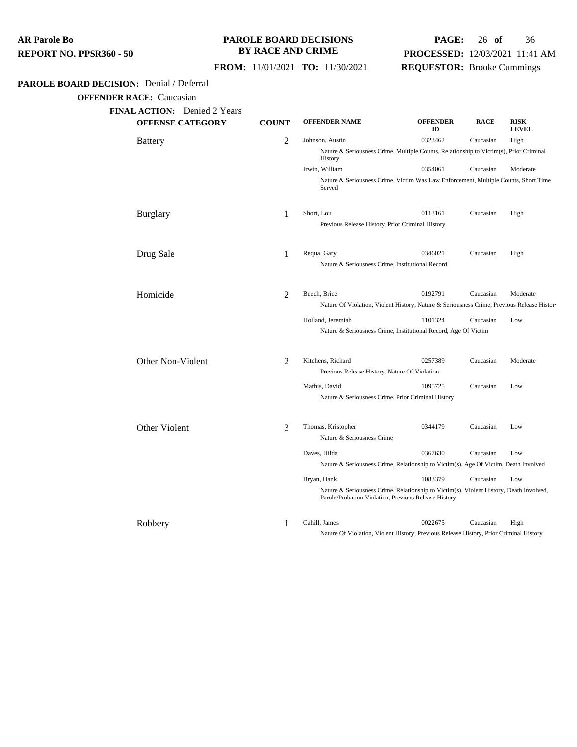**AR Parole Bo**
**REPORT NO. PPSR360 - 50**

**PAROLE BOARD DECISIONS BY RACE AND CRIME**

**FROM:** 11/01/2021 **TO:** 11/30/2021

**PROCESSED:** 12/03/2021 11:41 AM
**REQUESTOR:** Brooke Cummings

**PAROLE BOARD DECISION:** Denial / Deferral

**OFFENDER RACE:** Caucasian

**FINAL ACTION:** Denied 2 Years

| OFFENSE CATEGORY | COUNT | OFFENDER NAME | OFFENDER ID | RACE | RISK LEVEL |
|---|---|---|---|---|---|
| Battery | 2 | Johnson, Austin | 0323462 | Caucasian | High |
| | | Nature & Seriousness Crime, Multiple Counts, Relationship to Victim(s), Prior Criminal History | | | |
| | | Irwin, William | 0354061 | Caucasian | Moderate |
| | | Nature & Seriousness Crime, Victim Was Law Enforcement, Multiple Counts, Short Time Served | | | |
| Burglary | 1 | Short, Lou | 0113161 | Caucasian | High |
| | | Previous Release History, Prior Criminal History | | | |
| Drug Sale | 1 | Requa, Gary | 0346021 | Caucasian | High |
| | | Nature & Seriousness Crime, Institutional Record | | | |
| Homicide | 2 | Beech, Brice | 0192791 | Caucasian | Moderate |
| | | Nature Of Violation, Violent History, Nature & Seriousness Crime, Previous Release History | | | |
| | | Holland, Jeremiah | 1101324 | Caucasian | Low |
| | | Nature & Seriousness Crime, Institutional Record, Age Of Victim | | | |
| Other Non-Violent | 2 | Kitchens, Richard | 0257389 | Caucasian | Moderate |
| | | Previous Release History, Nature Of Violation | | | |
| | | Mathis, David | 1095725 | Caucasian | Low |
| | | Nature & Seriousness Crime, Prior Criminal History | | | |
| Other Violent | 3 | Thomas, Kristopher | 0344179 | Caucasian | Low |
| | | Nature & Seriousness Crime | | | |
| | | Daves, Hilda | 0367630 | Caucasian | Low |
| | | Nature & Seriousness Crime, Relationship to Victim(s), Age Of Victim, Death Involved | | | |
| | | Bryan, Hank | 1083379 | Caucasian | Low |
| | | Nature & Seriousness Crime, Relationship to Victim(s), Violent History, Death Involved, Parole/Probation Violation, Previous Release History | | | |
| Robbery | 1 | Cahill, James | 0022675 | Caucasian | High |
| | | Nature Of Violation, Violent History, Previous Release History, Prior Criminal History | | | |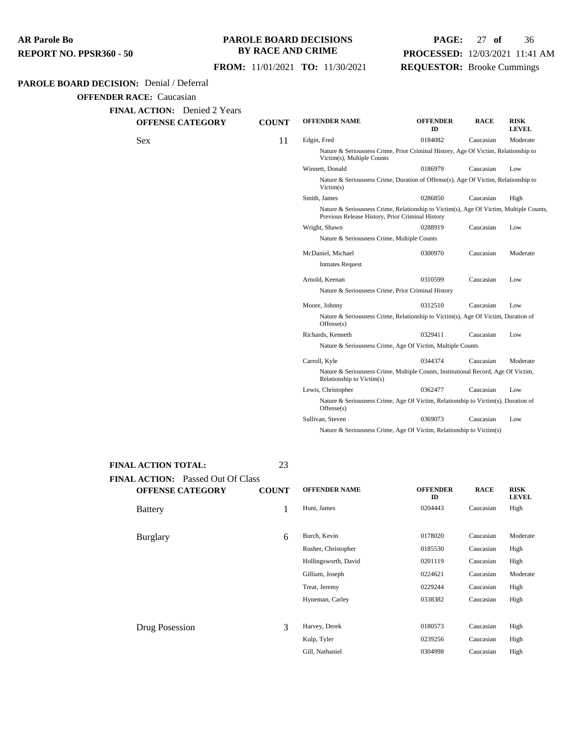**PAROLE BOARD DECISION:** Denial / Deferral

**OFFENDER RACE:** Caucasian

**FINAL ACTION:** Denied 2 Years

| OFFENSE CATEGORY | COUNT | OFFENDER NAME | OFFENDER ID | RACE | RISK LEVEL |
|---|---|---|---|---|---|
| Sex | 11 | Edgin, Fred | 0184082 | Caucasian | Moderate |
| | | Nature & Seriousness Crime, Prior Criminal History, Age Of Victim, Relationship to Victim(s), Multiple Counts | | | |
| | | Winnett, Donald | 0186979 | Caucasian | Low |
| | | Nature & Seriousness Crime, Duration of Offense(s), Age Of Victim, Relationship to Victim(s) | | | |
| | | Smith, James | 0286850 | Caucasian | High |
| | | Nature & Seriousness Crime, Relationship to Victim(s), Age Of Victim, Multiple Counts, Previous Release History, Prior Criminal History | | | |
| | | Wright, Shawn | 0288919 | Caucasian | Low |
| | | Nature & Seriousness Crime, Multiple Counts | | | |
| | | McDaniel, Michael | 0300970 | Caucasian | Moderate |
| | | Inmates Request | | | |
| | | Arnold, Keenan | 0310599 | Caucasian | Low |
| | | Nature & Seriousness Crime, Prior Criminal History | | | |
| | | Moore, Johnny | 0312510 | Caucasian | Low |
| | | Nature & Seriousness Crime, Relationship to Victim(s), Age Of Victim, Duration of Offense(s) | | | |
| | | Richards, Kenneth | 0329411 | Caucasian | Low |
| | | Nature & Seriousness Crime, Age Of Victim, Multiple Counts | | | |
| | | Carroll, Kyle | 0344374 | Caucasian | Moderate |
| | | Nature & Seriousness Crime, Multiple Counts, Institutional Record, Age Of Victim, Relationship to Victim(s) | | | |
| | | Lewis, Christopher | 0362477 | Caucasian | Low |
| | | Nature & Seriousness Crime, Age Of Victim, Relationship to Victim(s), Duration of Offense(s) | | | |
| | | Sullivan, Steven | 0369073 | Caucasian | Low |
| | | Nature & Seriousness Crime, Age Of Victim, Relationship to Victim(s) | | | |

**FINAL ACTION TOTAL:** 23

**FINAL ACTION:** Passed Out Of Class

| OFFENSE CATEGORY | COUNT | OFFENDER NAME | OFFENDER ID | RACE | RISK LEVEL |
|---|---|---|---|---|---|
| Battery | 1 | Hunt, James | 0204443 | Caucasian | High |
| Burglary | 6 | Burch, Kevin | 0178020 | Caucasian | Moderate |
| | | Rusher, Christopher | 0185530 | Caucasian | High |
| | | Hollingsworth, David | 0201119 | Caucasian | High |
| | | Gilliam, Joseph | 0224621 | Caucasian | Moderate |
| | | Treat, Jeremy | 0229244 | Caucasian | High |
| | | Hyneman, Carley | 0338382 | Caucasian | High |
| Drug Posession | 3 | Harvey, Derek | 0180573 | Caucasian | High |
| | | Kulp, Tyler | 0239256 | Caucasian | High |
| | | Gill, Nathaniel | 0304998 | Caucasian | High |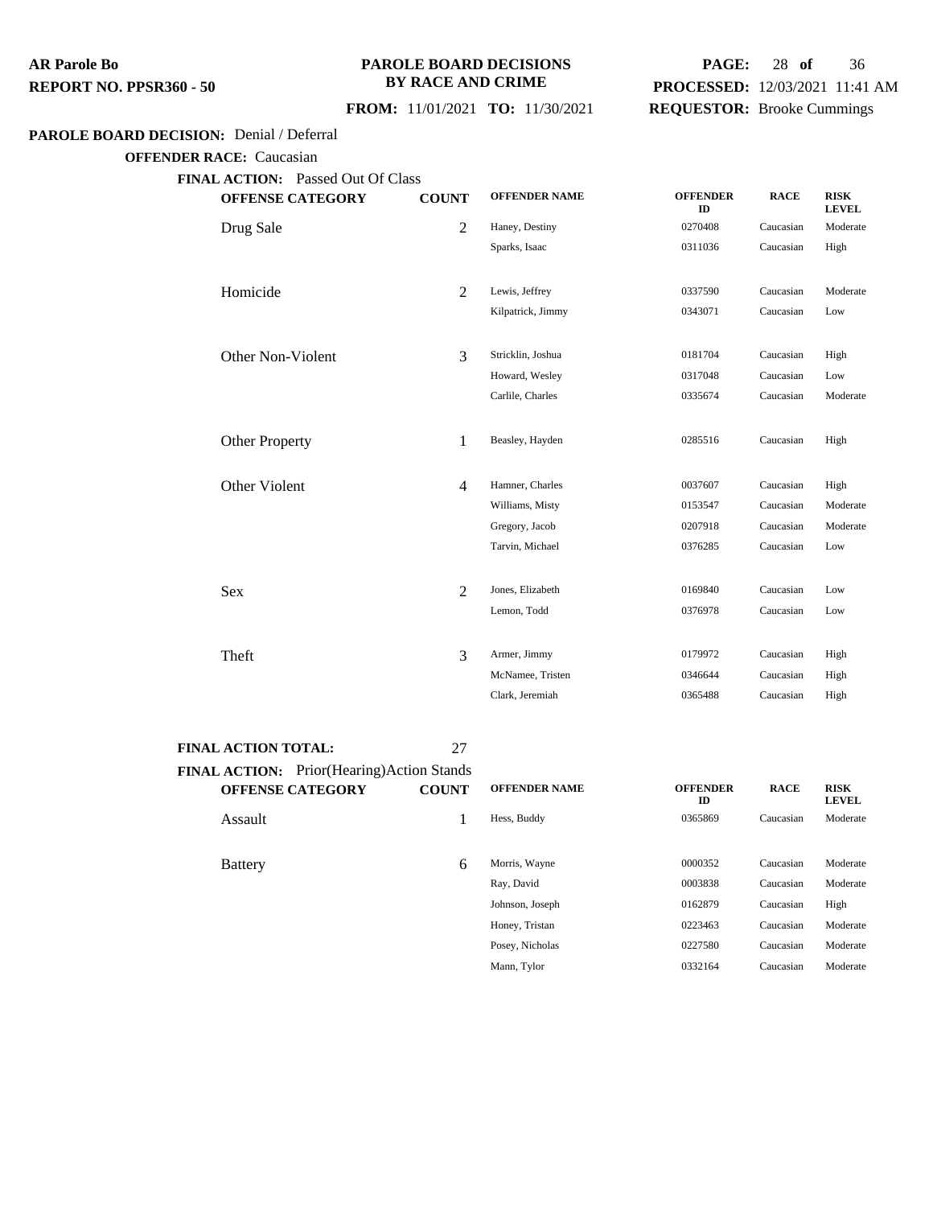**PAROLE BOARD DECISIONS BY RACE AND CRIME**

**FROM:** 11/01/2021 **TO:** 11/30/2021

**PROCESSED:** 12/03/2021 11:41 AM
**REQUESTOR:** Brooke Cummings

**AR Parole Bo**
**REPORT NO. PPSR360 - 50**

**PAROLE BOARD DECISION:** Denial / Deferral

**OFFENDER RACE:** Caucasian

**FINAL ACTION:** Passed Out Of Class

| OFFENSE CATEGORY | COUNT | OFFENDER NAME | OFFENDER ID | RACE | RISK LEVEL |
|---|---|---|---|---|---|
| Drug Sale | 2 | Haney, Destiny | 0270408 | Caucasian | Moderate |
| | | Sparks, Isaac | 0311036 | Caucasian | High |
| Homicide | 2 | Lewis, Jeffrey | 0337590 | Caucasian | Moderate |
| | | Kilpatrick, Jimmy | 0343071 | Caucasian | Low |
| Other Non-Violent | 3 | Stricklin, Joshua | 0181704 | Caucasian | High |
| | | Howard, Wesley | 0317048 | Caucasian | Low |
| | | Carlile, Charles | 0335674 | Caucasian | Moderate |
| Other Property | 1 | Beasley, Hayden | 0285516 | Caucasian | High |
| Other Violent | 4 | Hamner, Charles | 0037607 | Caucasian | High |
| | | Williams, Misty | 0153547 | Caucasian | Moderate |
| | | Gregory, Jacob | 0207918 | Caucasian | Moderate |
| | | Tarvin, Michael | 0376285 | Caucasian | Low |
| Sex | 2 | Jones, Elizabeth | 0169840 | Caucasian | Low |
| | | Lemon, Todd | 0376978 | Caucasian | Low |
| Theft | 3 | Armer, Jimmy | 0179972 | Caucasian | High |
| | | McNamee, Tristen | 0346644 | Caucasian | High |
| | | Clark, Jeremiah | 0365488 | Caucasian | High |

**FINAL ACTION TOTAL:** 27

**FINAL ACTION:** Prior(Hearing)Action Stands

| OFFENSE CATEGORY | COUNT | OFFENDER NAME | OFFENDER ID | RACE | RISK LEVEL |
|---|---|---|---|---|---|
| Assault | 1 | Hess, Buddy | 0365869 | Caucasian | Moderate |
| Battery | 6 | Morris, Wayne | 0000352 | Caucasian | Moderate |
| | | Ray, David | 0003838 | Caucasian | Moderate |
| | | Johnson, Joseph | 0162879 | Caucasian | High |
| | | Honey, Tristan | 0223463 | Caucasian | Moderate |
| | | Posey, Nicholas | 0227580 | Caucasian | Moderate |
| | | Mann, Tylor | 0332164 | Caucasian | Moderate |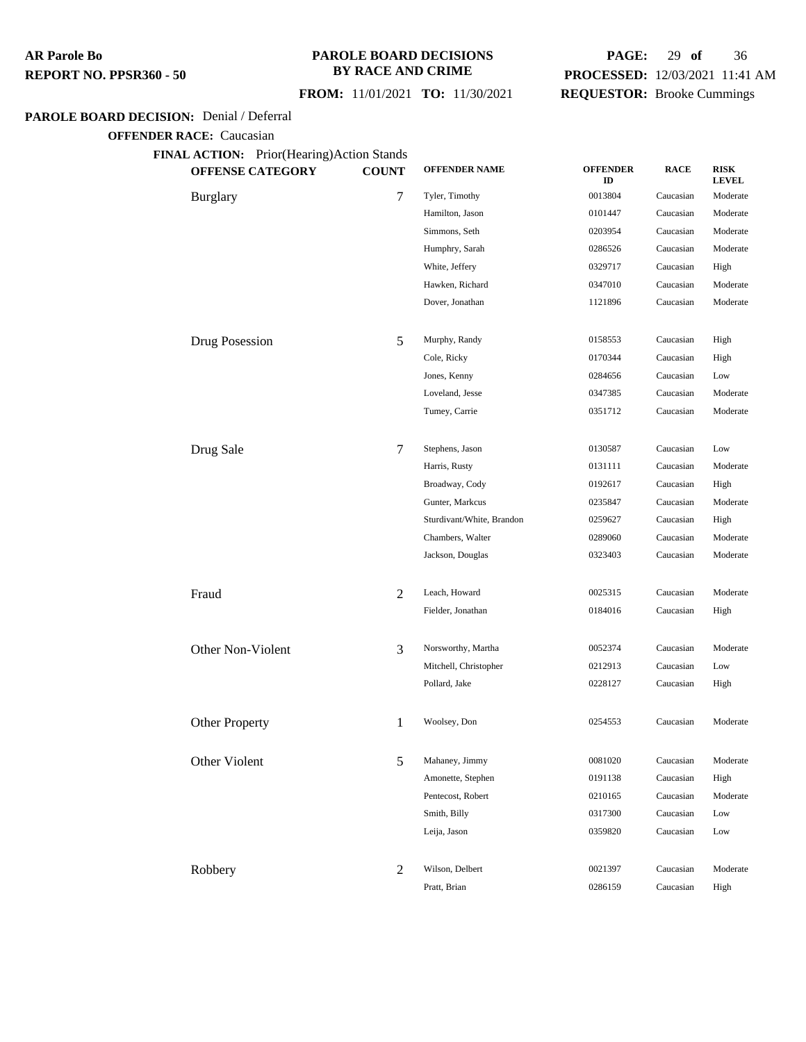**AR Parole Bo**
**REPORT NO. PPSR360 - 50**

**PAROLE BOARD DECISIONS BY RACE AND CRIME**

**FROM:** 11/01/2021 **TO:** 11/30/2021

**PAGE:** 29 **of** 36
**PROCESSED:** 12/03/2021 11:41 AM
**REQUESTOR:** Brooke Cummings

**PAROLE BOARD DECISION:** Denial / Deferral

**OFFENDER RACE:** Caucasian

**FINAL ACTION:** Prior(Hearing)Action Stands

| OFFENSE CATEGORY | COUNT | OFFENDER NAME | OFFENDER ID | RACE | RISK LEVEL |
|---|---|---|---|---|---|
| Burglary | 7 | Tyler, Timothy | 0013804 | Caucasian | Moderate |
| | | Hamilton, Jason | 0101447 | Caucasian | Moderate |
| | | Simmons, Seth | 0203954 | Caucasian | Moderate |
| | | Humphry, Sarah | 0286526 | Caucasian | Moderate |
| | | White, Jeffery | 0329717 | Caucasian | High |
| | | Hawken, Richard | 0347010 | Caucasian | Moderate |
| | | Dover, Jonathan | 1121896 | Caucasian | Moderate |
| Drug Posession | 5 | Murphy, Randy | 0158553 | Caucasian | High |
| | | Cole, Ricky | 0170344 | Caucasian | High |
| | | Jones, Kenny | 0284656 | Caucasian | Low |
| | | Loveland, Jesse | 0347385 | Caucasian | Moderate |
| | | Tumey, Carrie | 0351712 | Caucasian | Moderate |
| Drug Sale | 7 | Stephens, Jason | 0130587 | Caucasian | Low |
| | | Harris, Rusty | 0131111 | Caucasian | Moderate |
| | | Broadway, Cody | 0192617 | Caucasian | High |
| | | Gunter, Markcus | 0235847 | Caucasian | Moderate |
| | | Sturdivant/White, Brandon | 0259627 | Caucasian | High |
| | | Chambers, Walter | 0289060 | Caucasian | Moderate |
| | | Jackson, Douglas | 0323403 | Caucasian | Moderate |
| Fraud | 2 | Leach, Howard | 0025315 | Caucasian | Moderate |
| | | Fielder, Jonathan | 0184016 | Caucasian | High |
| Other Non-Violent | 3 | Norsworthy, Martha | 0052374 | Caucasian | Moderate |
| | | Mitchell, Christopher | 0212913 | Caucasian | Low |
| | | Pollard, Jake | 0228127 | Caucasian | High |
| Other Property | 1 | Woolsey, Don | 0254553 | Caucasian | Moderate |
| Other Violent | 5 | Mahaney, Jimmy | 0081020 | Caucasian | Moderate |
| | | Amonette, Stephen | 0191138 | Caucasian | High |
| | | Pentecost, Robert | 0210165 | Caucasian | Moderate |
| | | Smith, Billy | 0317300 | Caucasian | Low |
| | | Leija, Jason | 0359820 | Caucasian | Low |
| Robbery | 2 | Wilson, Delbert | 0021397 | Caucasian | Moderate |
| | | Pratt, Brian | 0286159 | Caucasian | High |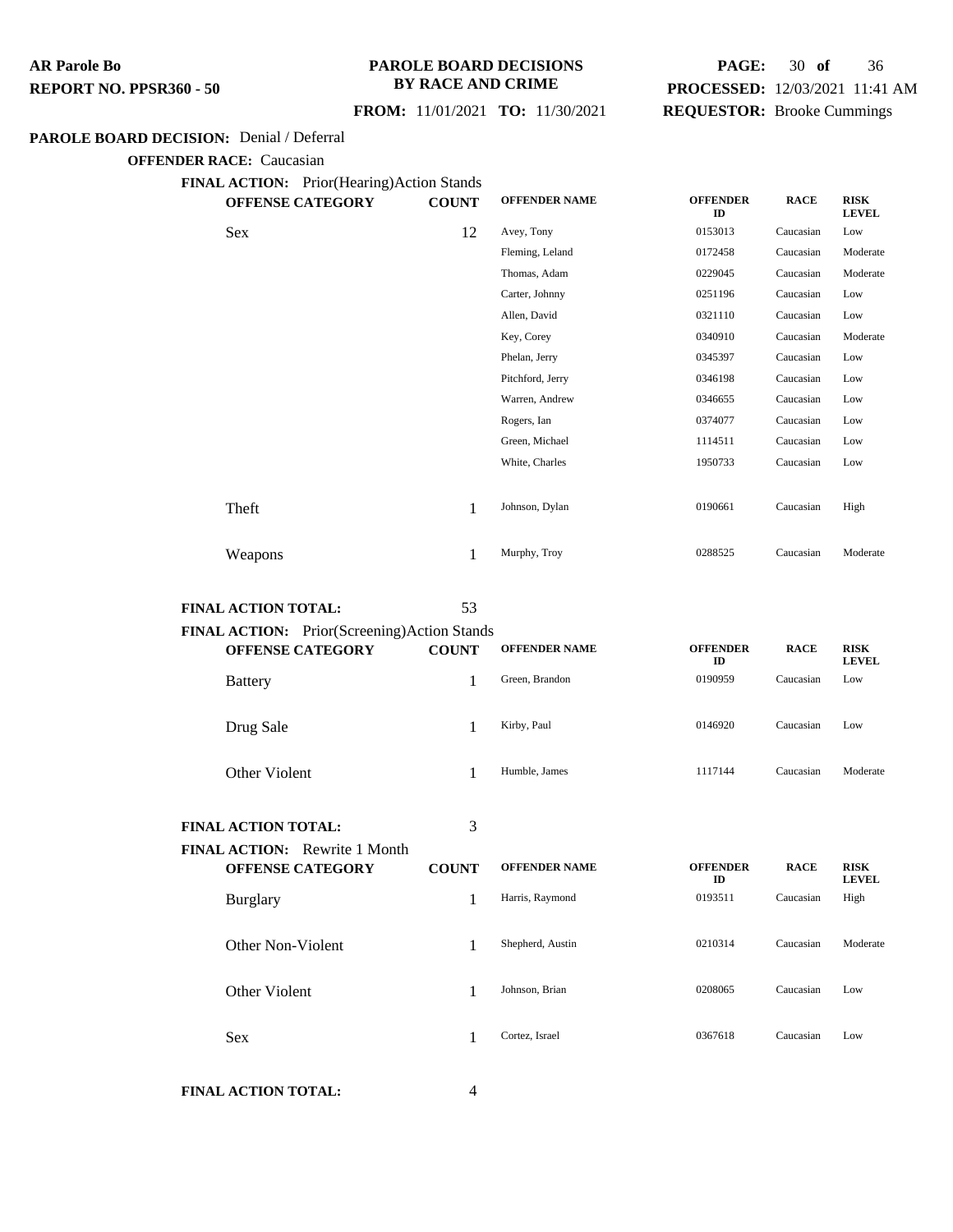**AR Parole Bo**
**REPORT NO. PPSR360 - 50**

**PAROLE BOARD DECISIONS BY RACE AND CRIME**

**FROM:** 11/01/2021 **TO:** 11/30/2021

**PROCESSED:** 12/03/2021 11:41 AM
**REQUESTOR:** Brooke Cummings

**PAROLE BOARD DECISION:** Denial / Deferral

**OFFENDER RACE:** Caucasian

**FINAL ACTION:** Prior(Hearing)Action Stands

| OFFENSE CATEGORY | COUNT | OFFENDER NAME | OFFENDER ID | RACE | RISK LEVEL |
|---|---|---|---|---|---|
| Sex | 12 | Avey, Tony | 0153013 | Caucasian | Low |
| | | Fleming, Leland | 0172458 | Caucasian | Moderate |
| | | Thomas, Adam | 0229045 | Caucasian | Moderate |
| | | Carter, Johnny | 0251196 | Caucasian | Low |
| | | Allen, David | 0321110 | Caucasian | Low |
| | | Key, Corey | 0340910 | Caucasian | Moderate |
| | | Phelan, Jerry | 0345397 | Caucasian | Low |
| | | Pitchford, Jerry | 0346198 | Caucasian | Low |
| | | Warren, Andrew | 0346655 | Caucasian | Low |
| | | Rogers, Ian | 0374077 | Caucasian | Low |
| | | Green, Michael | 1114511 | Caucasian | Low |
| | | White, Charles | 1950733 | Caucasian | Low |
| Theft | 1 | Johnson, Dylan | 0190661 | Caucasian | High |
| Weapons | 1 | Murphy, Troy | 0288525 | Caucasian | Moderate |

**FINAL ACTION TOTAL:** 53

**FINAL ACTION:** Prior(Screening)Action Stands

| OFFENSE CATEGORY | COUNT | OFFENDER NAME | OFFENDER ID | RACE | RISK LEVEL |
|---|---|---|---|---|---|
| Battery | 1 | Green, Brandon | 0190959 | Caucasian | Low |
| Drug Sale | 1 | Kirby, Paul | 0146920 | Caucasian | Low |
| Other Violent | 1 | Humble, James | 1117144 | Caucasian | Moderate |

**FINAL ACTION TOTAL:** 3

**FINAL ACTION:** Rewrite 1 Month

| OFFENSE CATEGORY | COUNT | OFFENDER NAME | OFFENDER ID | RACE | RISK LEVEL |
|---|---|---|---|---|---|
| Burglary | 1 | Harris, Raymond | 0193511 | Caucasian | High |
| Other Non-Violent | 1 | Shepherd, Austin | 0210314 | Caucasian | Moderate |
| Other Violent | 1 | Johnson, Brian | 0208065 | Caucasian | Low |
| Sex | 1 | Cortez, Israel | 0367618 | Caucasian | Low |

**FINAL ACTION TOTAL:** 4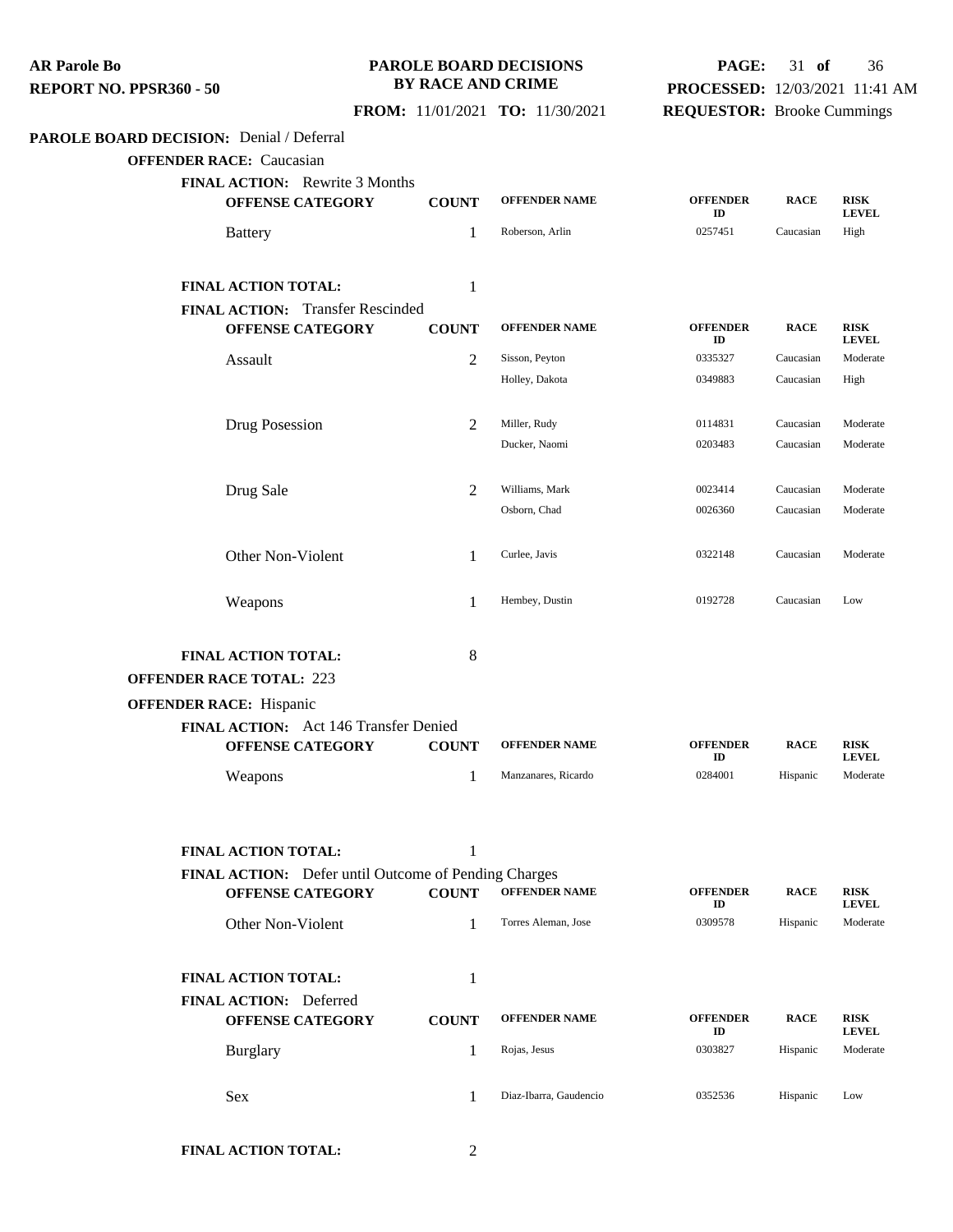**AR Parole Bo**
**REPORT NO. PPSR360 - 50**

**PAROLE BOARD DECISIONS BY RACE AND CRIME**

**FROM:** 11/01/2021 **TO:** 11/30/2021

**PROCESSED:** 12/03/2021 11:41 AM
**REQUESTOR:** Brooke Cummings

**PAROLE BOARD DECISION:** Denial / Deferral

**OFFENDER RACE:** Caucasian

**FINAL ACTION:** Rewrite 3 Months

| OFFENSE CATEGORY | COUNT | OFFENDER NAME | OFFENDER ID | RACE | RISK LEVEL |
|---|---|---|---|---|---|
| Battery | 1 | Roberson, Arlin | 0257451 | Caucasian | High |

**FINAL ACTION TOTAL:** 1

**FINAL ACTION:** Transfer Rescinded

| OFFENSE CATEGORY | COUNT | OFFENDER NAME | OFFENDER ID | RACE | RISK LEVEL |
|---|---|---|---|---|---|
| Assault | 2 | Sisson, Peyton | 0335327 | Caucasian | Moderate |
| | | Holley, Dakota | 0349883 | Caucasian | High |
| Drug Posession | 2 | Miller, Rudy | 0114831 | Caucasian | Moderate |
| | | Ducker, Naomi | 0203483 | Caucasian | Moderate |
| Drug Sale | 2 | Williams, Mark | 0023414 | Caucasian | Moderate |
| | | Osborn, Chad | 0026360 | Caucasian | Moderate |
| Other Non-Violent | 1 | Curlee, Javis | 0322148 | Caucasian | Moderate |
| Weapons | 1 | Hembey, Dustin | 0192728 | Caucasian | Low |

**FINAL ACTION TOTAL:** 8

**OFFENDER RACE TOTAL:** 223

**OFFENDER RACE:** Hispanic

**FINAL ACTION:** Act 146 Transfer Denied

| OFFENSE CATEGORY | COUNT | OFFENDER NAME | OFFENDER ID | RACE | RISK LEVEL |
|---|---|---|---|---|---|
| Weapons | 1 | Manzanares, Ricardo | 0284001 | Hispanic | Moderate |

**FINAL ACTION TOTAL:** 1

**FINAL ACTION:** Defer until Outcome of Pending Charges

| OFFENSE CATEGORY | COUNT | OFFENDER NAME | OFFENDER ID | RACE | RISK LEVEL |
|---|---|---|---|---|---|
| Other Non-Violent | 1 | Torres Aleman, Jose | 0309578 | Hispanic | Moderate |

**FINAL ACTION TOTAL:** 1

**FINAL ACTION:** Deferred

| OFFENSE CATEGORY | COUNT | OFFENDER NAME | OFFENDER ID | RACE | RISK LEVEL |
|---|---|---|---|---|---|
| Burglary | 1 | Rojas, Jesus | 0303827 | Hispanic | Moderate |
| Sex | 1 | Diaz-Ibarra, Gaudencio | 0352536 | Hispanic | Low |

**FINAL ACTION TOTAL:** 2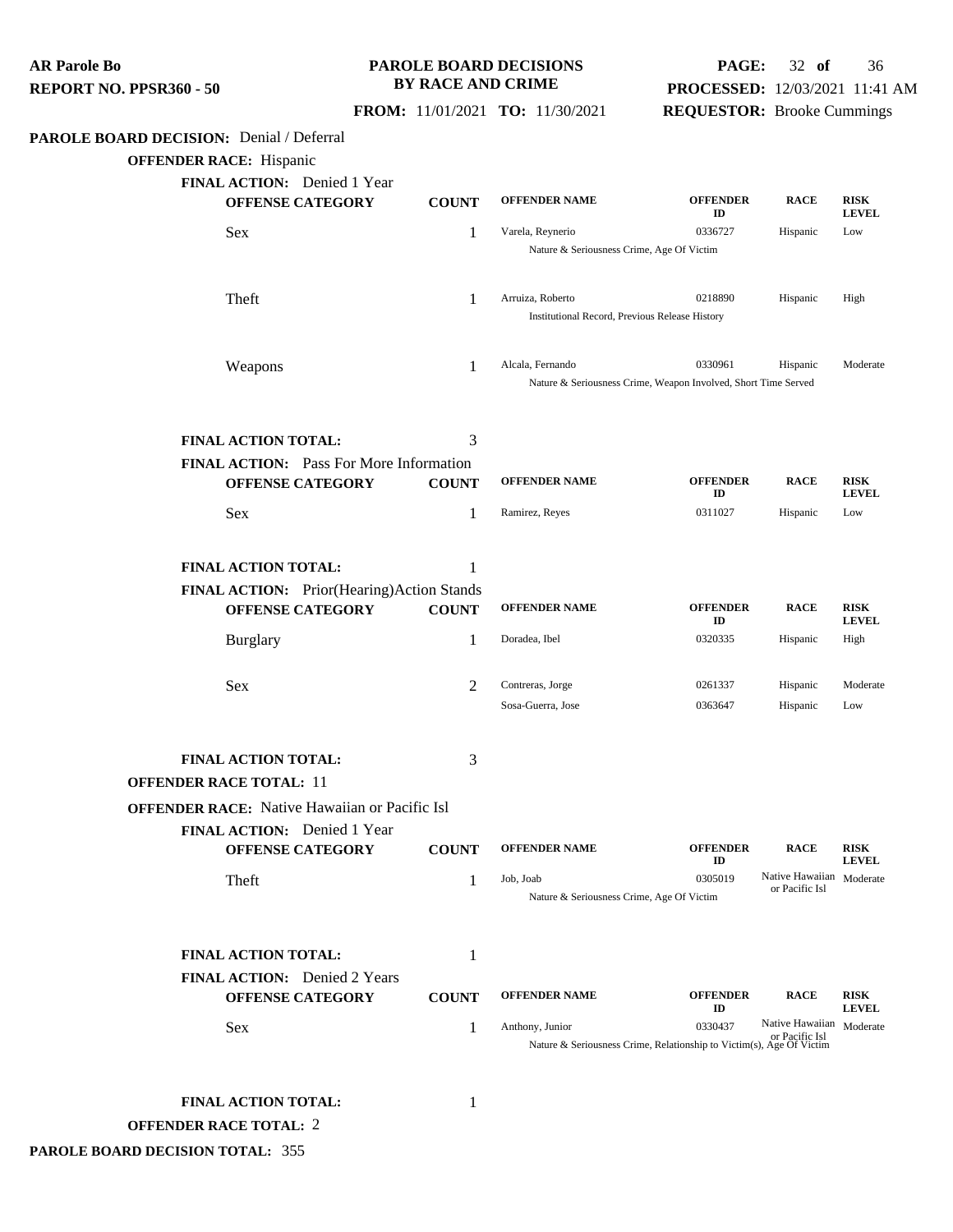**PAROLE BOARD DECISION:** Denial / Deferral

**OFFENDER RACE:** Hispanic

**FINAL ACTION:** Denied 1 Year

| OFFENSE CATEGORY | COUNT | OFFENDER NAME | OFFENDER ID | RACE | RISK LEVEL |
|---|---|---|---|---|---|
| Sex | 1 | Varela, Reynerio | 0336727 | Hispanic | Low |
| | | Nature & Seriousness Crime, Age Of Victim | | | |
| Theft | 1 | Arruiza, Roberto | 0218890 | Hispanic | High |
| | | Institutional Record, Previous Release History | | | |
| Weapons | 1 | Alcala, Fernando | 0330961 | Hispanic | Moderate |
| | | Nature & Seriousness Crime, Weapon Involved, Short Time Served | | | |

**FINAL ACTION TOTAL:** 3

**FINAL ACTION:** Pass For More Information

| OFFENSE CATEGORY | COUNT | OFFENDER NAME | OFFENDER ID | RACE | RISK LEVEL |
|---|---|---|---|---|---|
| Sex | 1 | Ramirez, Reyes | 0311027 | Hispanic | Low |

**FINAL ACTION TOTAL:** 1

**FINAL ACTION:** Prior(Hearing)Action Stands

| OFFENSE CATEGORY | COUNT | OFFENDER NAME | OFFENDER ID | RACE | RISK LEVEL |
|---|---|---|---|---|---|
| Burglary | 1 | Doradea, Ibel | 0320335 | Hispanic | High |
| Sex | 2 | Contreras, Jorge | 0261337 | Hispanic | Moderate |
| | | Sosa-Guerra, Jose | 0363647 | Hispanic | Low |

**FINAL ACTION TOTAL:** 3

**OFFENDER RACE TOTAL:** 11

**OFFENDER RACE:** Native Hawaiian or Pacific Isl

**FINAL ACTION:** Denied 1 Year

| OFFENSE CATEGORY | COUNT | OFFENDER NAME | OFFENDER ID | RACE | RISK LEVEL |
|---|---|---|---|---|---|
| Theft | 1 | Job, Joab | 0305019 | Native Hawaiian or Pacific Isl | Moderate |
| | | Nature & Seriousness Crime, Age Of Victim | | | |

**FINAL ACTION TOTAL:** 1

**FINAL ACTION:** Denied 2 Years

| OFFENSE CATEGORY | COUNT | OFFENDER NAME | OFFENDER ID | RACE | RISK LEVEL |
|---|---|---|---|---|---|
| Sex | 1 | Anthony, Junior | 0330437 | Native Hawaiian or Pacific Isl | Moderate |
| | | Nature & Seriousness Crime, Relationship to Victim(s), Age Of Victim | | | |

**FINAL ACTION TOTAL:** 1

**OFFENDER RACE TOTAL:** 2

**PAROLE BOARD DECISION TOTAL:** 355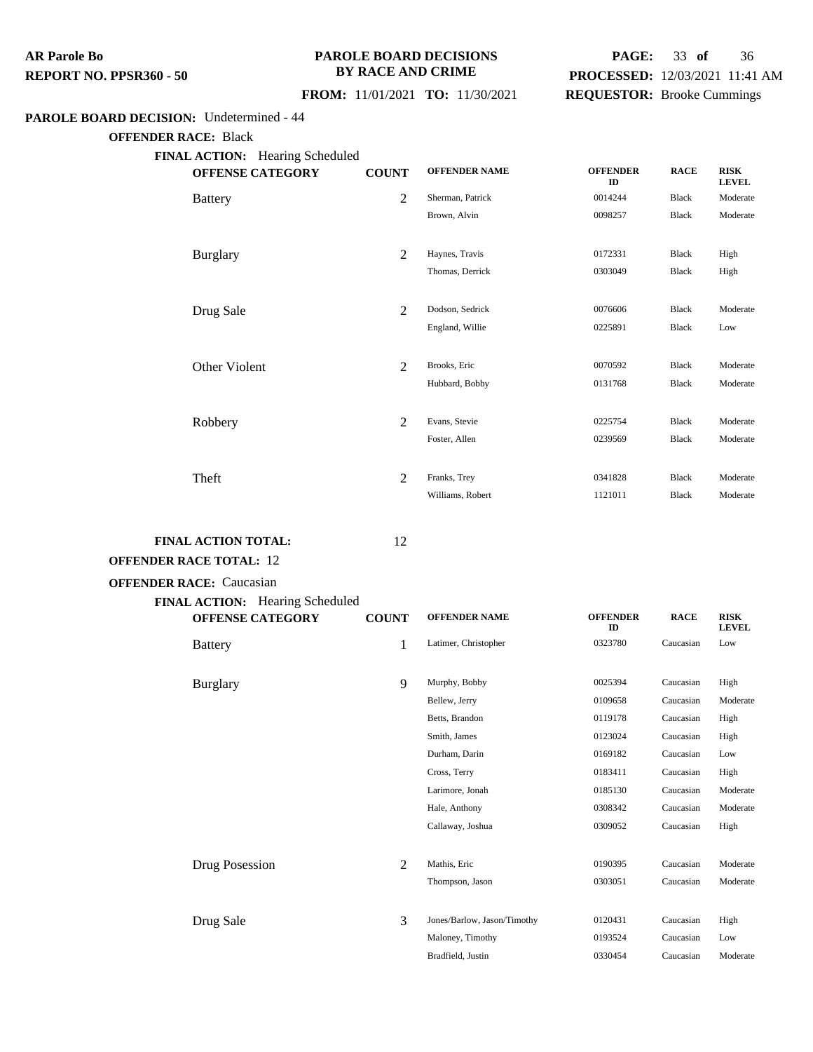**AR Parole Bo**
**REPORT NO. PPSR360 - 50**

**PAROLE BOARD DECISIONS BY RACE AND CRIME**

**FROM:** 11/01/2021 **TO:** 11/30/2021

**PROCESSED:** 12/03/2021 11:41 AM
**REQUESTOR:** Brooke Cummings

**PAROLE BOARD DECISION:** Undetermined - 44

**OFFENDER RACE:** Black

**FINAL ACTION:** Hearing Scheduled

| OFFENSE CATEGORY | COUNT | OFFENDER NAME | OFFENDER ID | RACE | RISK LEVEL |
|---|---|---|---|---|---|
| Battery | 2 | Sherman, Patrick | 0014244 | Black | Moderate |
| | | Brown, Alvin | 0098257 | Black | Moderate |
| Burglary | 2 | Haynes, Travis | 0172331 | Black | High |
| | | Thomas, Derrick | 0303049 | Black | High |
| Drug Sale | 2 | Dodson, Sedrick | 0076606 | Black | Moderate |
| | | England, Willie | 0225891 | Black | Low |
| Other Violent | 2 | Brooks, Eric | 0070592 | Black | Moderate |
| | | Hubbard, Bobby | 0131768 | Black | Moderate |
| Robbery | 2 | Evans, Stevie | 0225754 | Black | Moderate |
| | | Foster, Allen | 0239569 | Black | Moderate |
| Theft | 2 | Franks, Trey | 0341828 | Black | Moderate |
| | | Williams, Robert | 1121011 | Black | Moderate |

**FINAL ACTION TOTAL:** 12

**OFFENDER RACE TOTAL:** 12

**OFFENDER RACE:** Caucasian

**FINAL ACTION:** Hearing Scheduled

| OFFENSE CATEGORY | COUNT | OFFENDER NAME | OFFENDER ID | RACE | RISK LEVEL |
|---|---|---|---|---|---|
| Battery | 1 | Latimer, Christopher | 0323780 | Caucasian | Low |
| Burglary | 9 | Murphy, Bobby | 0025394 | Caucasian | High |
| | | Bellew, Jerry | 0109658 | Caucasian | Moderate |
| | | Betts, Brandon | 0119178 | Caucasian | High |
| | | Smith, James | 0123024 | Caucasian | High |
| | | Durham, Darin | 0169182 | Caucasian | Low |
| | | Cross, Terry | 0183411 | Caucasian | High |
| | | Larimore, Jonah | 0185130 | Caucasian | Moderate |
| | | Hale, Anthony | 0308342 | Caucasian | Moderate |
| | | Callaway, Joshua | 0309052 | Caucasian | High |
| Drug Posession | 2 | Mathis, Eric | 0190395 | Caucasian | Moderate |
| | | Thompson, Jason | 0303051 | Caucasian | Moderate |
| Drug Sale | 3 | Jones/Barlow, Jason/Timothy | 0120431 | Caucasian | High |
| | | Maloney, Timothy | 0193524 | Caucasian | Low |
| | | Bradfield, Justin | 0330454 | Caucasian | Moderate |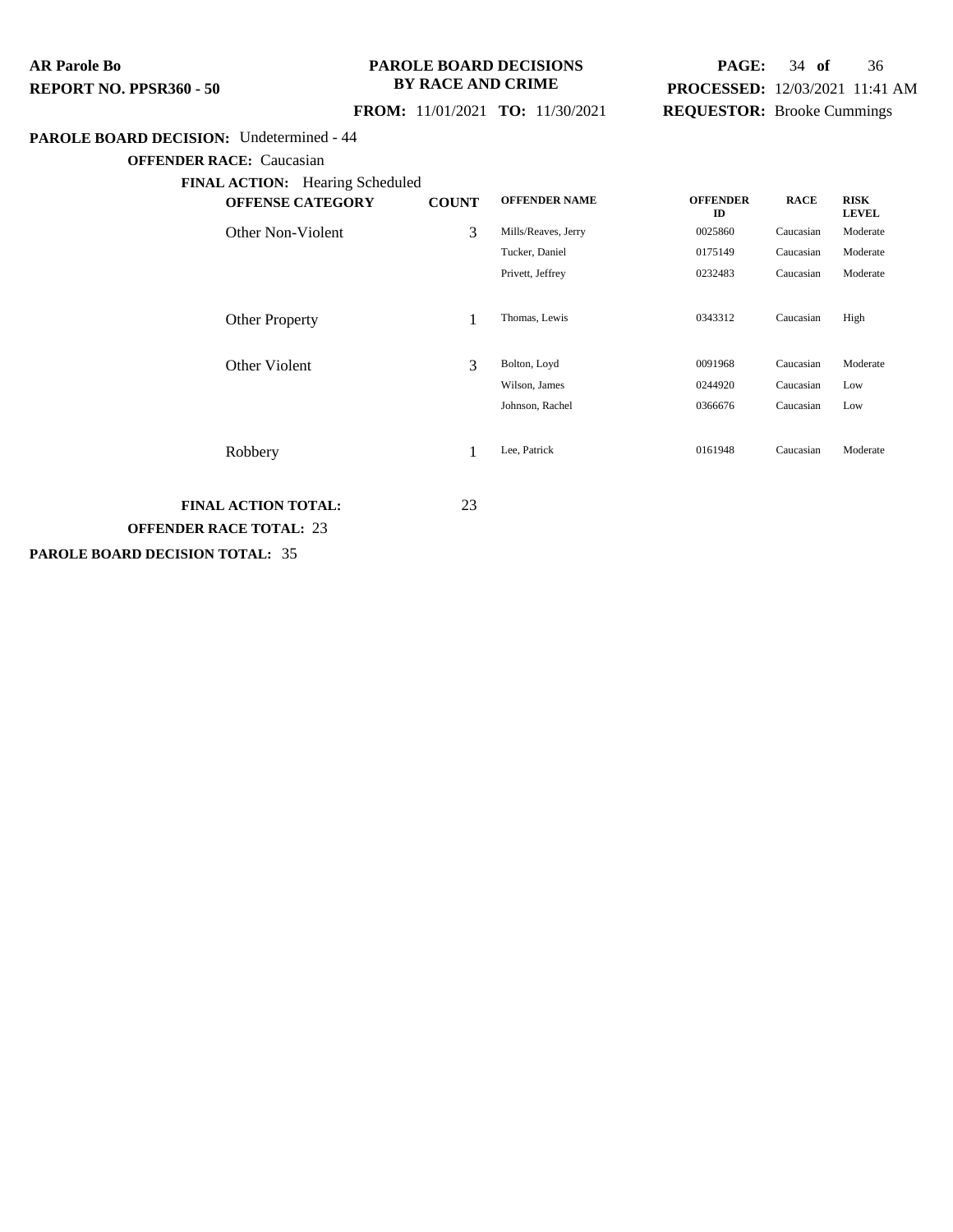**PAROLE BOARD DECISION:** Undetermined - 44

**OFFENDER RACE:** Caucasian

**FINAL ACTION:** Hearing Scheduled

| OFFENSE CATEGORY | COUNT | OFFENDER NAME | OFFENDER ID | RACE | RISK LEVEL |
|---|---|---|---|---|---|
| Other Non-Violent | 3 | Mills/Reaves, Jerry | 0025860 | Caucasian | Moderate |
| | | Tucker, Daniel | 0175149 | Caucasian | Moderate |
| | | Privett, Jeffrey | 0232483 | Caucasian | Moderate |
| Other Property | 1 | Thomas, Lewis | 0343312 | Caucasian | High |
| Other Violent | 3 | Bolton, Loyd | 0091968 | Caucasian | Moderate |
| | | Wilson, James | 0244920 | Caucasian | Low |
| | | Johnson, Rachel | 0366676 | Caucasian | Low |
| Robbery | 1 | Lee, Patrick | 0161948 | Caucasian | Moderate |

**FINAL ACTION TOTAL:** 23

**OFFENDER RACE TOTAL:** 23

**PAROLE BOARD DECISION TOTAL:** 35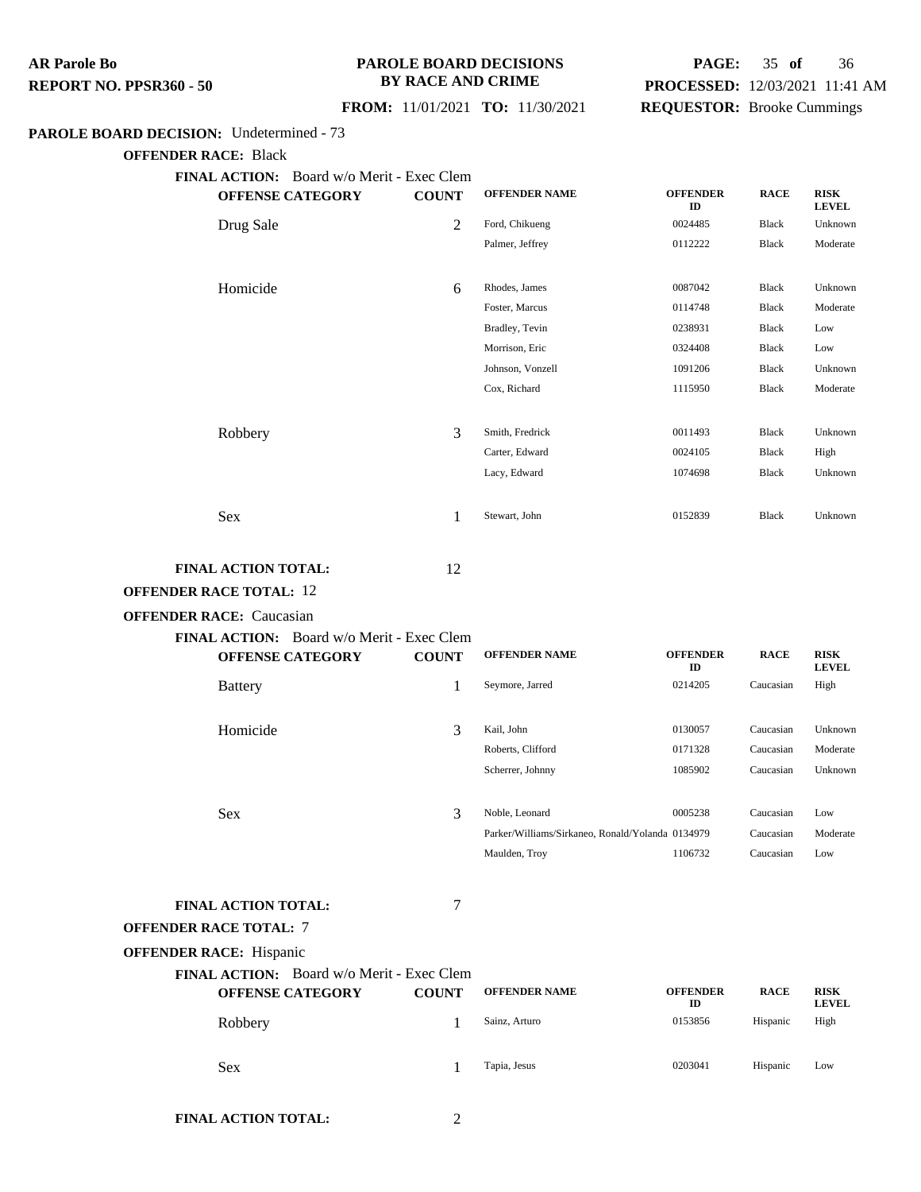**PAROLE BOARD DECISION:** Undetermined - 73

**OFFENDER RACE:** Black

**FINAL ACTION:** Board w/o Merit - Exec Clem

| OFFENSE CATEGORY | COUNT | OFFENDER NAME | OFFENDER ID | RACE | RISK LEVEL |
|---|---|---|---|---|---|
| Drug Sale | 2 | Ford, Chikueng | 0024485 | Black | Unknown |
| | | Palmer, Jeffrey | 0112222 | Black | Moderate |
| Homicide | 6 | Rhodes, James | 0087042 | Black | Unknown |
| | | Foster, Marcus | 0114748 | Black | Moderate |
| | | Bradley, Tevin | 0238931 | Black | Low |
| | | Morrison, Eric | 0324408 | Black | Low |
| | | Johnson, Vonzell | 1091206 | Black | Unknown |
| | | Cox, Richard | 1115950 | Black | Moderate |
| Robbery | 3 | Smith, Fredrick | 0011493 | Black | Unknown |
| | | Carter, Edward | 0024105 | Black | High |
| | | Lacy, Edward | 1074698 | Black | Unknown |
| Sex | 1 | Stewart, John | 0152839 | Black | Unknown |

**FINAL ACTION TOTAL:** 12

**OFFENDER RACE TOTAL:** 12

**OFFENDER RACE:** Caucasian

**FINAL ACTION:** Board w/o Merit - Exec Clem

| OFFENSE CATEGORY | COUNT | OFFENDER NAME | OFFENDER ID | RACE | RISK LEVEL |
|---|---|---|---|---|---|
| Battery | 1 | Seymore, Jarred | 0214205 | Caucasian | High |
| Homicide | 3 | Kail, John | 0130057 | Caucasian | Unknown |
| | | Roberts, Clifford | 0171328 | Caucasian | Moderate |
| | | Scherrer, Johnny | 1085902 | Caucasian | Unknown |
| Sex | 3 | Noble, Leonard | 0005238 | Caucasian | Low |
| | | Parker/Williams/Sirkaneo, Ronald/Yolanda | 0134979 | Caucasian | Moderate |
| | | Maulden, Troy | 1106732 | Caucasian | Low |

**FINAL ACTION TOTAL:** 7

**OFFENDER RACE TOTAL:** 7

**OFFENDER RACE:** Hispanic

**FINAL ACTION:** Board w/o Merit - Exec Clem

| OFFENSE CATEGORY | COUNT | OFFENDER NAME | OFFENDER ID | RACE | RISK LEVEL |
|---|---|---|---|---|---|
| Robbery | 1 | Sainz, Arturo | 0153856 | Hispanic | High |
| Sex | 1 | Tapia, Jesus | 0203041 | Hispanic | Low |

**FINAL ACTION TOTAL:** 2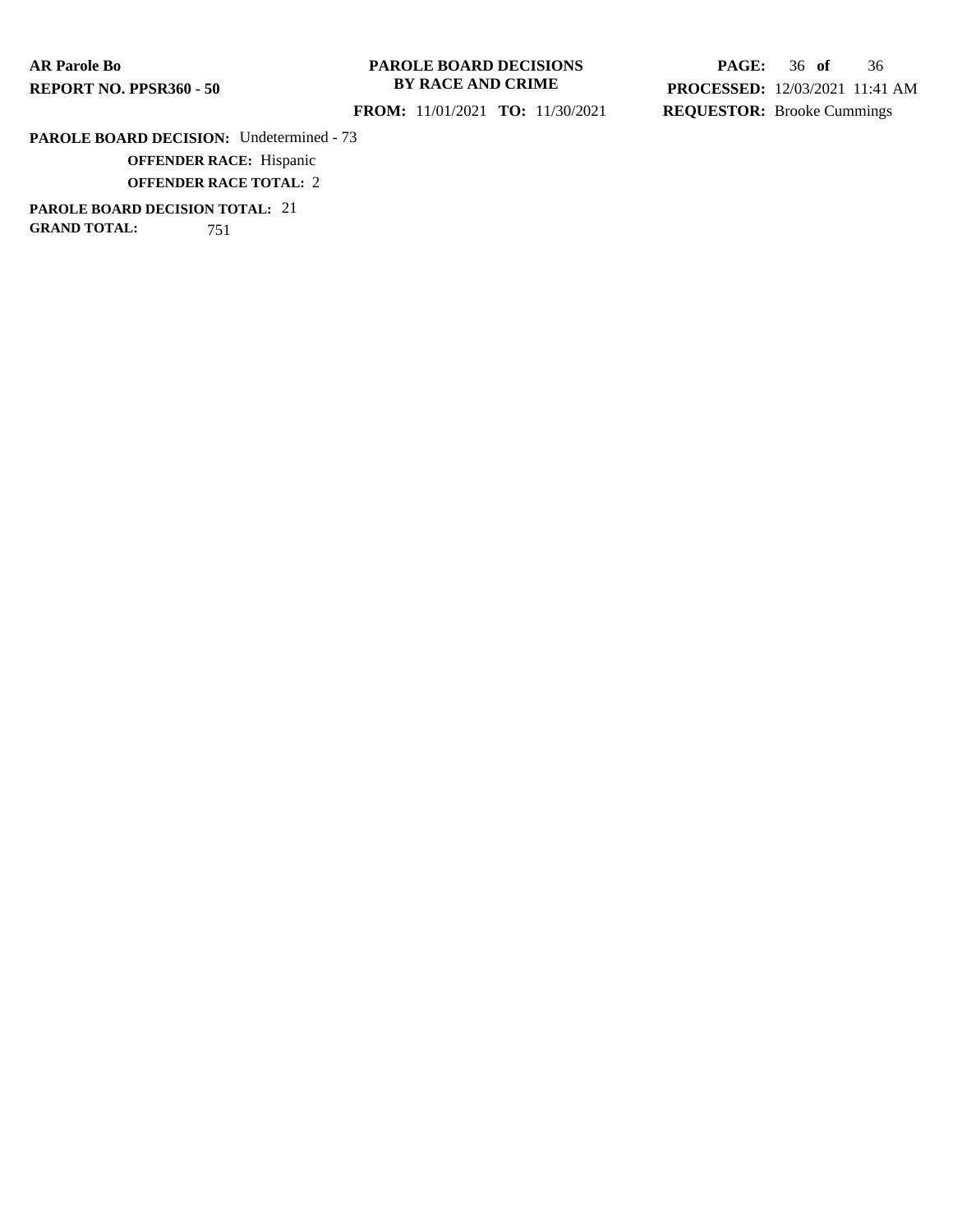**PAROLE BOARD DECISION:** Undetermined - 73

**OFFENDER RACE:** Hispanic

**OFFENDER RACE TOTAL:** 2

**PAROLE BOARD DECISION TOTAL:** 21

**GRAND TOTAL:** 751